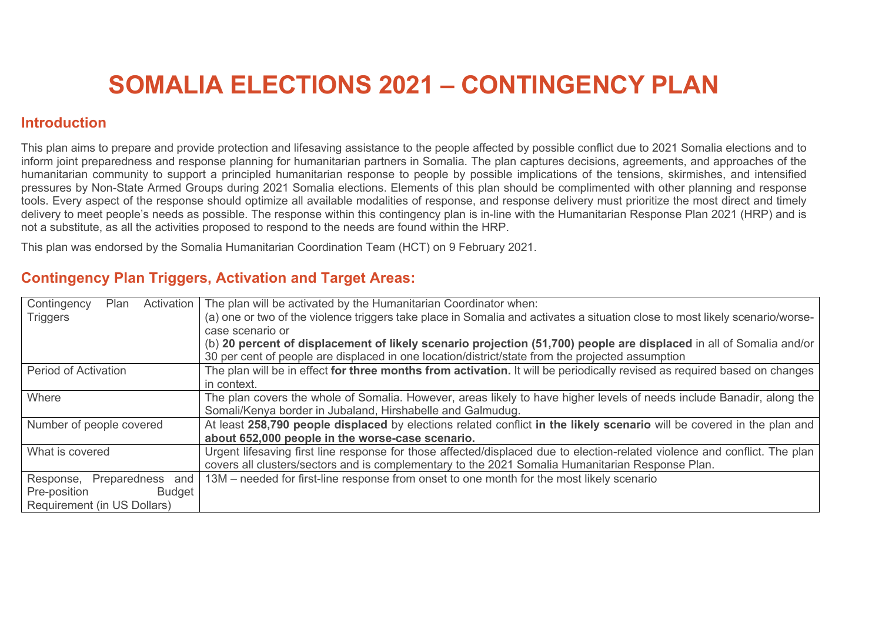# SOMALIA ELECTIONS 2021 – CONTINGENCY PLAN

## Introduction

This plan aims to prepare and provide protection and lifesaving assistance to the people affected by possible conflict due to 2021 Somalia elections and to inform joint preparedness and response planning for humanitarian partners in Somalia. The plan captures decisions, agreements, and approaches of the humanitarian community to support a principled humanitarian response to people by possible implications of the tensions, skirmishes, and intensified pressures by Non-State Armed Groups during 2021 Somalia elections. Elements of this plan should be complimented with other planning and response tools. Every aspect of the response should optimize all available modalities of response, and response delivery must prioritize the most direct and timely delivery to meet people's needs as possible. The response within this contingency plan is in-line with the Humanitarian Response Plan 2021 (HRP) and is not a substitute, as all the activities proposed to respond to the needs are found within the HRP.

This plan was endorsed by the Somalia Humanitarian Coordination Team (HCT) on 9 February 2021.

## Contingency Plan Triggers, Activation and Target Areas:

| | |
|---|---|
| Contingency Plan Activation Triggers | The plan will be activated by the Humanitarian Coordinator when:<br>(a) one or two of the violence triggers take place in Somalia and activates a situation close to most likely scenario/worse-case scenario or<br>(b) **20 percent of displacement of likely scenario projection (51,700) people are displaced** in all of Somalia and/or 30 per cent of people are displaced in one location/district/state from the projected assumption |
| Period of Activation | The plan will be in effect **for three months from activation.** It will be periodically revised as required based on changes in context. |
| Where | The plan covers the whole of Somalia. However, areas likely to have higher levels of needs include Banadir, along the Somali/Kenya border in Jubaland, Hirshabelle and Galmudug. |
| Number of people covered | At least **258,790 people displaced** by elections related conflict **in the likely scenario** will be covered in the plan and **about 652,000 people in the worse-case scenario.** |
| What is covered | Urgent lifesaving first line response for those affected/displaced due to election-related violence and conflict. The plan covers all clusters/sectors and is complementary to the 2021 Somalia Humanitarian Response Plan. |
| Response, Preparedness and Pre-position Budget Requirement (in US Dollars) | 13M – needed for first-line response from onset to one month for the most likely scenario |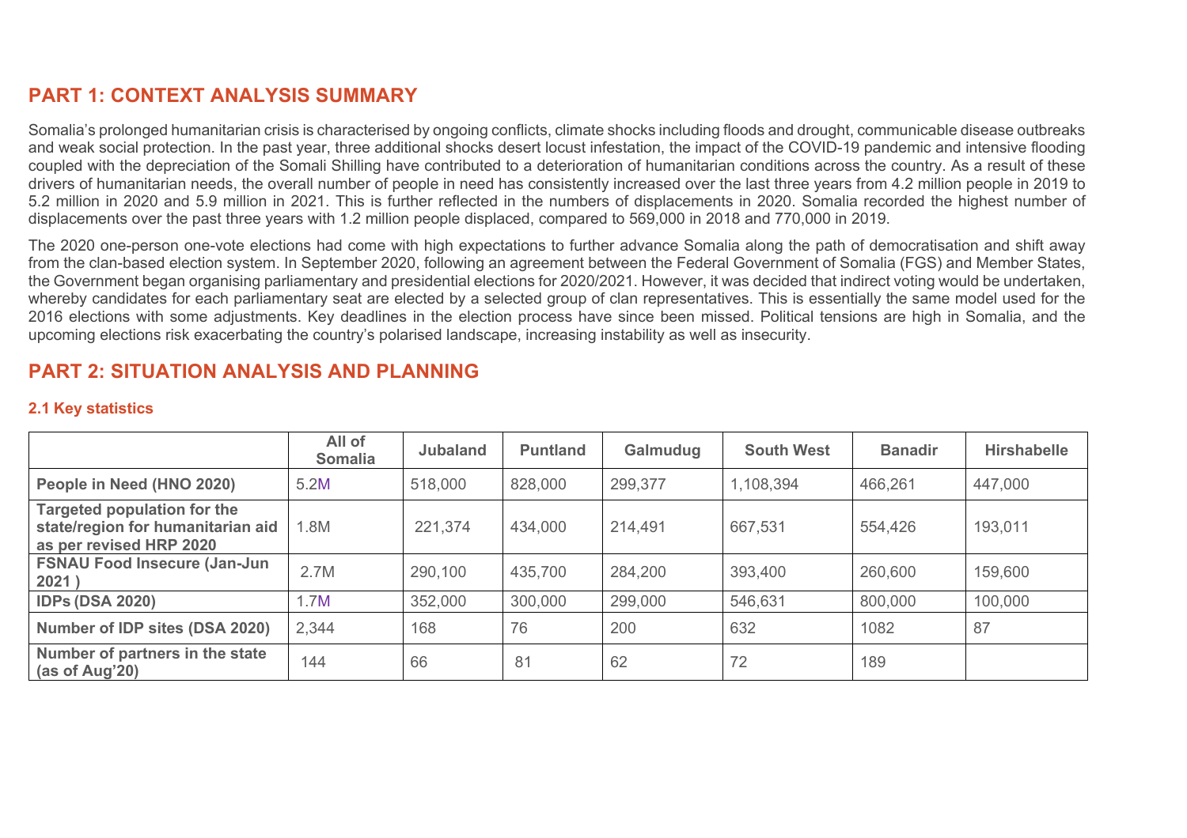## PART 1: CONTEXT ANALYSIS SUMMARY

Somalia's prolonged humanitarian crisis is characterised by ongoing conflicts, climate shocks including floods and drought, communicable disease outbreaks and weak social protection. In the past year, three additional shocks desert locust infestation, the impact of the COVID-19 pandemic and intensive flooding coupled with the depreciation of the Somali Shilling have contributed to a deterioration of humanitarian conditions across the country. As a result of these drivers of humanitarian needs, the overall number of people in need has consistently increased over the last three years from 4.2 million people in 2019 to 5.2 million in 2020 and 5.9 million in 2021. This is further reflected in the numbers of displacements in 2020. Somalia recorded the highest number of displacements over the past three years with 1.2 million people displaced, compared to 569,000 in 2018 and 770,000 in 2019.

The 2020 one-person one-vote elections had come with high expectations to further advance Somalia along the path of democratisation and shift away from the clan-based election system. In September 2020, following an agreement between the Federal Government of Somalia (FGS) and Member States, the Government began organising parliamentary and presidential elections for 2020/2021. However, it was decided that indirect voting would be undertaken, whereby candidates for each parliamentary seat are elected by a selected group of clan representatives. This is essentially the same model used for the 2016 elections with some adjustments. Key deadlines in the election process have since been missed. Political tensions are high in Somalia, and the upcoming elections risk exacerbating the country's polarised landscape, increasing instability as well as insecurity.

## PART 2: SITUATION ANALYSIS AND PLANNING

### 2.1 Key statistics

| | All of Somalia | Jubaland | Puntland | Galmudug | South West | Banadir | Hirshabelle |
|---|---|---|---|---|---|---|---|
| **People in Need (HNO 2020)** | 5.2M | 518,000 | 828,000 | 299,377 | 1,108,394 | 466,261 | 447,000 |
| **Targeted population for the state/region for humanitarian aid as per revised HRP 2020** | 1.8M | 221,374 | 434,000 | 214,491 | 667,531 | 554,426 | 193,011 |
| **FSNAU Food Insecure (Jan-Jun 2021 )** | 2.7M | 290,100 | 435,700 | 284,200 | 393,400 | 260,600 | 159,600 |
| **IDPs (DSA 2020)** | 1.7M | 352,000 | 300,000 | 299,000 | 546,631 | 800,000 | 100,000 |
| **Number of IDP sites (DSA 2020)** | 2,344 | 168 | 76 | 200 | 632 | 1082 | 87 |
| **Number of partners in the state (as of Aug'20)** | 144 | 66 | 81 | 62 | 72 | 189 | |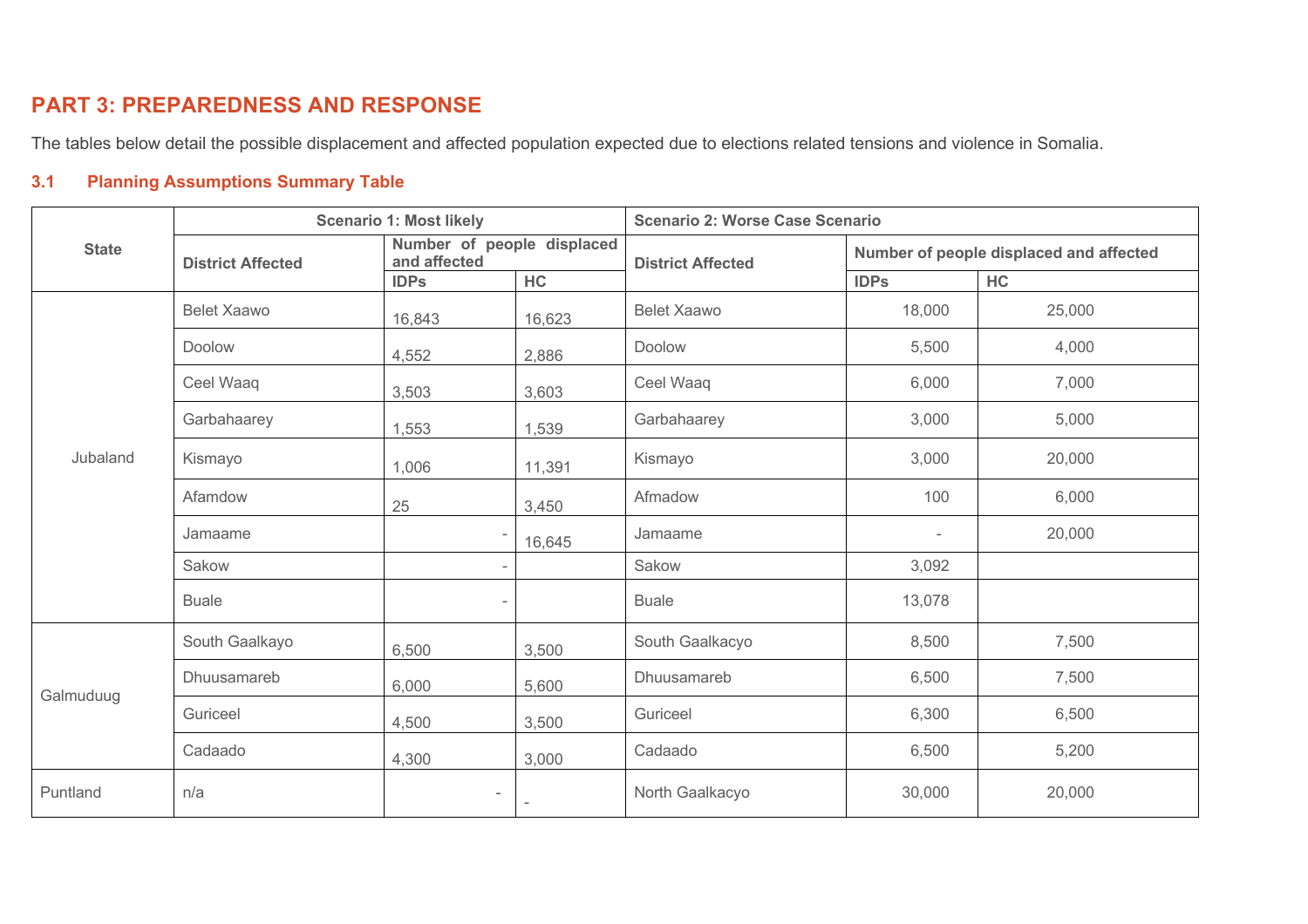## PART 3: PREPAREDNESS AND RESPONSE

The tables below detail the possible displacement and affected population expected due to elections related tensions and violence in Somalia.

### 3.1 Planning Assumptions Summary Table

| State | Scenario 1: Most likely | | | Scenario 2: Worse Case Scenario | | |
|---|---|---|---|---|---|---|
| | District Affected | Number of people displaced and affected | | District Affected | Number of people displaced and affected | |
| | | IDPs | HC | | IDPs | HC |
| Jubaland | Belet Xaawo | 16,843 | 16,623 | Belet Xaawo | 18,000 | 25,000 |
| | Doolow | 4,552 | 2,886 | Doolow | 5,500 | 4,000 |
| | Ceel Waaq | 3,503 | 3,603 | Ceel Waaq | 6,000 | 7,000 |
| | Garbahaarey | 1,553 | 1,539 | Garbahaarey | 3,000 | 5,000 |
| | Kismayo | 1,006 | 11,391 | Kismayo | 3,000 | 20,000 |
| | Afamdow | 25 | 3,450 | Afmadow | 100 | 6,000 |
| | Jamaame | - | 16,645 | Jamaame | - | 20,000 |
| | Sakow | - | | Sakow | 3,092 | |
| | Buale | - | | Buale | 13,078 | |
| Galmuduug | South Gaalkayo | 6,500 | 3,500 | South Gaalkacyo | 8,500 | 7,500 |
| | Dhuusamareb | 6,000 | 5,600 | Dhuusamareb | 6,500 | 7,500 |
| | Guriceel | 4,500 | 3,500 | Guriceel | 6,300 | 6,500 |
| | Cadaado | 4,300 | 3,000 | Cadaado | 6,500 | 5,200 |
| Puntland | n/a | - | - | North Gaalkacyo | 30,000 | 20,000 |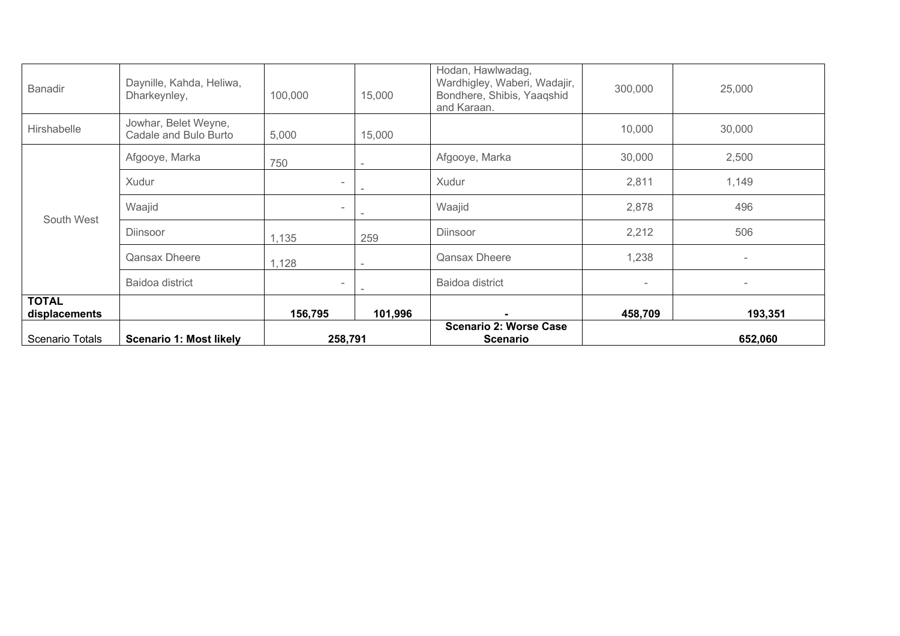| | | | | | | |
|---|---|---|---|---|---|---|
| Banadir | Daynille, Kahda, Heliwa, Dharkeynley, | 100,000 | 15,000 | Hodan, Hawlwadag, Wardhigley, Waberi, Wadajir, Bondhere, Shibis, Yaaqshid and Karaan. | 300,000 | 25,000 |
| Hirshabelle | Jowhar, Belet Weyne, Cadale and Bulo Burto | 5,000 | 15,000 | | 10,000 | 30,000 |
| South West | Afgooye, Marka | 750 | - | Afgooye, Marka | 30,000 | 2,500 |
| | Xudur | - | - | Xudur | 2,811 | 1,149 |
| | Waajid | - | - | Waajid | 2,878 | 496 |
| | Diinsoor | 1,135 | 259 | Diinsoor | 2,212 | 506 |
| | Qansax Dheere | 1,128 | - | Qansax Dheere | 1,238 | - |
| | Baidoa district | - | - | Baidoa district | - | - |
| **TOTAL displacements** | | **156,795** | **101,996** | **-** | **458,709** | **193,351** |
| Scenario Totals | **Scenario 1: Most likely** | **258,791** | | **Scenario 2: Worse Case Scenario** | **652,060** | |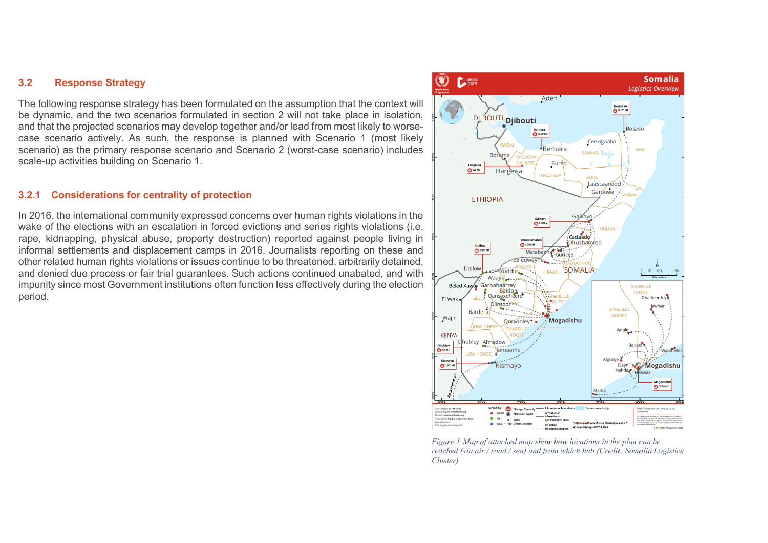## 3.2 Response Strategy

The following response strategy has been formulated on the assumption that the context will be dynamic, and the two scenarios formulated in section 2 will not take place in isolation, and that the projected scenarios may develop together and/or lead from most likely to worse-case scenario actively. As such, the response is planned with Scenario 1 (most likely scenario) as the primary response scenario and Scenario 2 (worst-case scenario) includes scale-up activities building on Scenario 1.

### 3.2.1 Considerations for centrality of protection

In 2016, the international community expressed concerns over human rights violations in the wake of the elections with an escalation in forced evictions and series rights violations (i.e. rape, kidnapping, physical abuse, property destruction) reported against people living in informal settlements and displacement camps in 2016. Journalists reporting on these and other related human rights violations or issues continue to be threatened, arbitrarily detained, and denied due process or fair trial guarantees. Such actions continued unabated, and with impunity since most Government institutions often function less effectively during the election period.

*Figure 1:Map of attached map show how locations in the plan can be reached (via air / road / sea) and from which hub (Credit: Somalia Logistics Cluster)*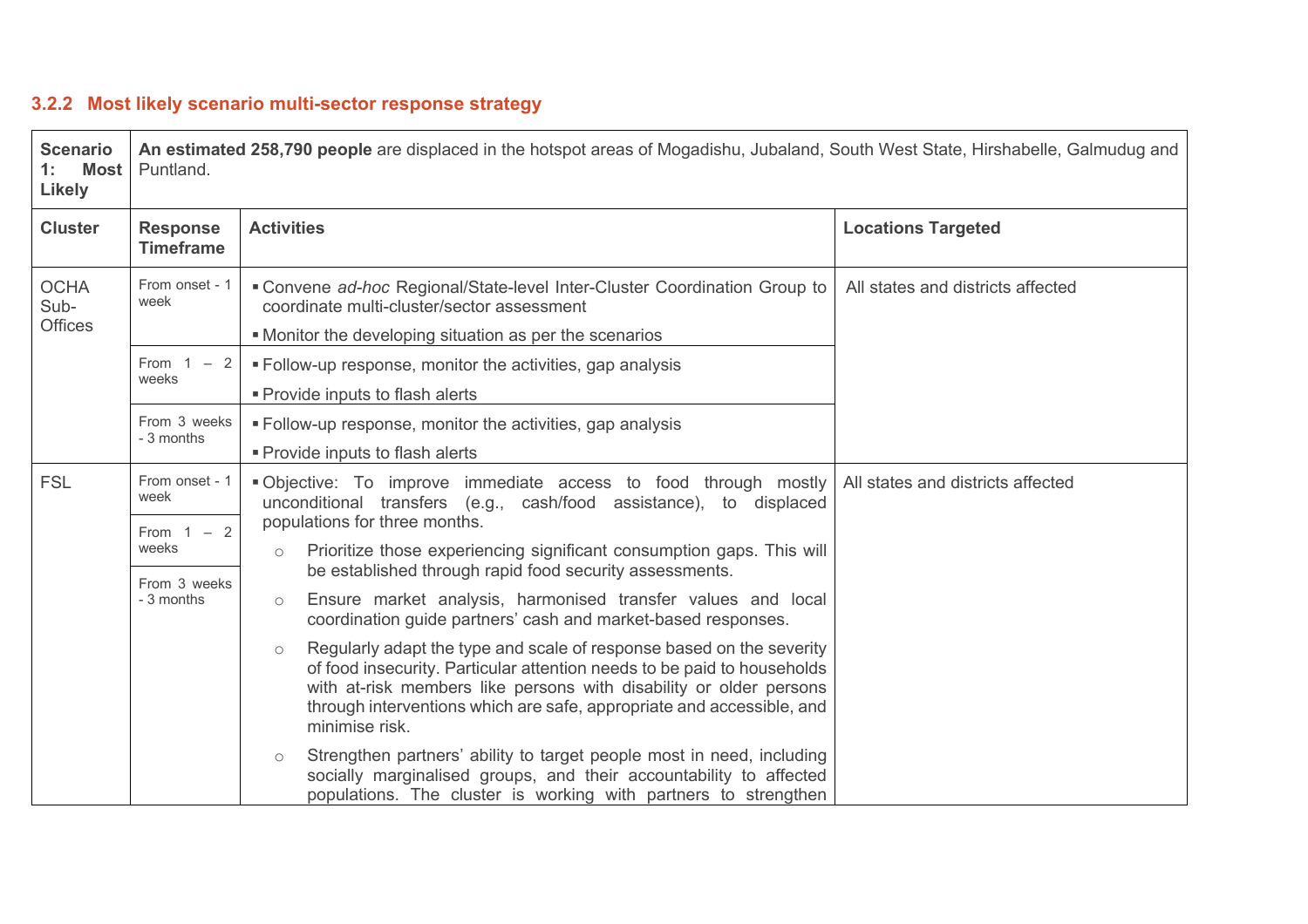### 3.2.2 Most likely scenario multi-sector response strategy

| **Scenario 1: Most Likely** | **An estimated 258,790 people** are displaced in the hotspot areas of Mogadishu, Jubaland, South West State, Hirshabelle, Galmudug and Puntland. | | |
|---|---|---|---|
| **Cluster** | **Response Timeframe** | **Activities** | **Locations Targeted** |
| OCHA Sub-Offices | From onset - 1 week | ▪ Convene *ad-hoc* Regional/State-level Inter-Cluster Coordination Group to coordinate multi-cluster/sector assessment<br>▪ Monitor the developing situation as per the scenarios | All states and districts affected |
| | From 1 – 2 weeks | ▪ Follow-up response, monitor the activities, gap analysis<br>▪ Provide inputs to flash alerts | |
| | From 3 weeks - 3 months | ▪ Follow-up response, monitor the activities, gap analysis<br>▪ Provide inputs to flash alerts | |
| FSL | From onset - 1 week<br>From 1 – 2 weeks<br>From 3 weeks - 3 months | ▪ Objective: To improve immediate access to food through mostly unconditional transfers (e.g., cash/food assistance), to displaced populations for three months.<br>○ Prioritize those experiencing significant consumption gaps. This will be established through rapid food security assessments.<br>○ Ensure market analysis, harmonised transfer values and local coordination guide partners' cash and market-based responses.<br>○ Regularly adapt the type and scale of response based on the severity of food insecurity. Particular attention needs to be paid to households with at-risk members like persons with disability or older persons through interventions which are safe, appropriate and accessible, and minimise risk.<br>○ Strengthen partners' ability to target people most in need, including socially marginalised groups, and their accountability to affected populations. The cluster is working with partners to strengthen | All states and districts affected |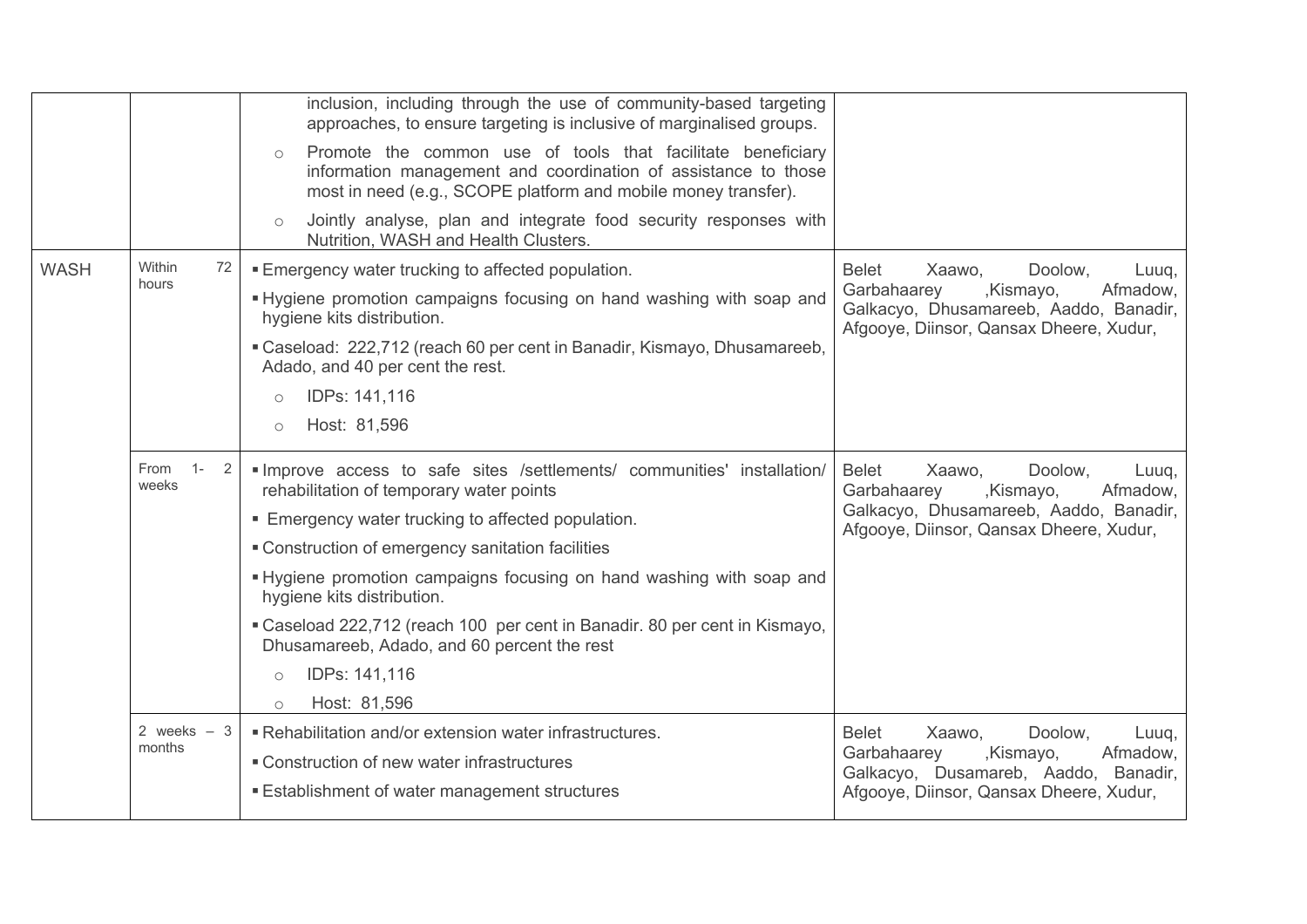| | | | |
|---|---|---|---|
| | | inclusion, including through the use of community-based targeting approaches, to ensure targeting is inclusive of marginalised groups.<br>○ Promote the common use of tools that facilitate beneficiary information management and coordination of assistance to those most in need (e.g., SCOPE platform and mobile money transfer).<br>○ Jointly analyse, plan and integrate food security responses with Nutrition, WASH and Health Clusters. | |
| WASH | Within 72 hours | ▪ Emergency water trucking to affected population.<br>▪ Hygiene promotion campaigns focusing on hand washing with soap and hygiene kits distribution.<br>▪ Caseload: 222,712 (reach 60 per cent in Banadir, Kismayo, Dhusamareeb, Adado, and 40 per cent the rest.<br>○ IDPs: 141,116<br>○ Host: 81,596 | Belet Xaawo, Doolow, Luuq, Garbahaarey ,Kismayo, Afmadow, Galkacyo, Dhusamareeb, Aaddo, Banadir, Afgooye, Diinsor, Qansax Dheere, Xudur, |
| | From 1- 2 weeks | ▪ Improve access to safe sites /settlements/ communities' installation/ rehabilitation of temporary water points<br>▪ Emergency water trucking to affected population.<br>▪ Construction of emergency sanitation facilities<br>▪ Hygiene promotion campaigns focusing on hand washing with soap and hygiene kits distribution.<br>▪ Caseload 222,712 (reach 100 per cent in Banadir. 80 per cent in Kismayo, Dhusamareeb, Adado, and 60 percent the rest<br>○ IDPs: 141,116<br>○ Host: 81,596 | Belet Xaawo, Doolow, Luuq, Garbahaarey ,Kismayo, Afmadow, Galkacyo, Dhusamareeb, Aaddo, Banadir, Afgooye, Diinsor, Qansax Dheere, Xudur, |
| | 2 weeks – 3 months | ▪ Rehabilitation and/or extension water infrastructures.<br>▪ Construction of new water infrastructures<br>▪ Establishment of water management structures | Belet Xaawo, Doolow, Luuq, Garbahaarey ,Kismayo, Afmadow, Galkacyo, Dusamareb, Aaddo, Banadir, Afgooye, Diinsor, Qansax Dheere, Xudur, |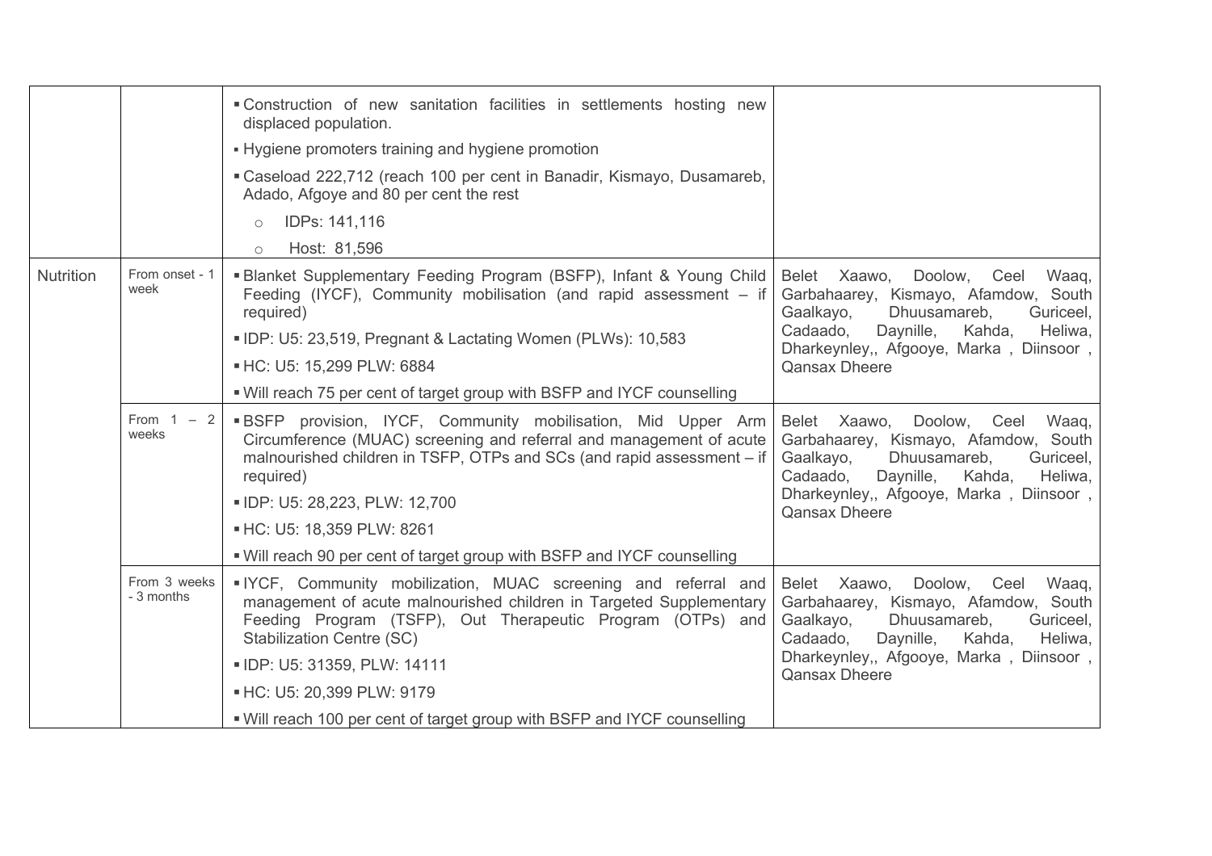| | | | |
|---|---|---|---|
| | | ▪ Construction of new sanitation facilities in settlements hosting new displaced population.<br>▪ Hygiene promoters training and hygiene promotion<br>▪ Caseload 222,712 (reach 100 per cent in Banadir, Kismayo, Dusamareb, Adado, Afgoye and 80 per cent the rest<br>○ IDPs: 141,116<br>○ Host: 81,596 | |
| Nutrition | From onset - 1 week | ▪ Blanket Supplementary Feeding Program (BSFP), Infant & Young Child Feeding (IYCF), Community mobilisation (and rapid assessment – if required)<br>▪ IDP: U5: 23,519, Pregnant & Lactating Women (PLWs): 10,583<br>▪ HC: U5: 15,299 PLW: 6884<br>▪ Will reach 75 per cent of target group with BSFP and IYCF counselling | Belet Xaawo, Doolow, Ceel Waaq, Garbahaarey, Kismayo, Afamdow, South Gaalkayo, Dhuusamareb, Guriceel, Cadaado, Daynille, Kahda, Heliwa, Dharkeynley,, Afgooye, Marka , Diinsoor , Qansax Dheere |
| | From 1 – 2 weeks | ▪ BSFP provision, IYCF, Community mobilisation, Mid Upper Arm Circumference (MUAC) screening and referral and management of acute malnourished children in TSFP, OTPs and SCs (and rapid assessment – if required)<br>▪ IDP: U5: 28,223, PLW: 12,700<br>▪ HC: U5: 18,359 PLW: 8261<br>▪ Will reach 90 per cent of target group with BSFP and IYCF counselling | Belet Xaawo, Doolow, Ceel Waaq, Garbahaarey, Kismayo, Afamdow, South Gaalkayo, Dhuusamareb, Guriceel, Cadaado, Daynille, Kahda, Heliwa, Dharkeynley,, Afgooye, Marka , Diinsoor , Qansax Dheere |
| | From 3 weeks - 3 months | ▪ IYCF, Community mobilization, MUAC screening and referral and management of acute malnourished children in Targeted Supplementary Feeding Program (TSFP), Out Therapeutic Program (OTPs) and Stabilization Centre (SC)<br>▪ IDP: U5: 31359, PLW: 14111<br>▪ HC: U5: 20,399 PLW: 9179<br>▪ Will reach 100 per cent of target group with BSFP and IYCF counselling | Belet Xaawo, Doolow, Ceel Waaq, Garbahaarey, Kismayo, Afamdow, South Gaalkayo, Dhuusamareb, Guriceel, Cadaado, Daynille, Kahda, Heliwa, Dharkeynley,, Afgooye, Marka , Diinsoor , Qansax Dheere |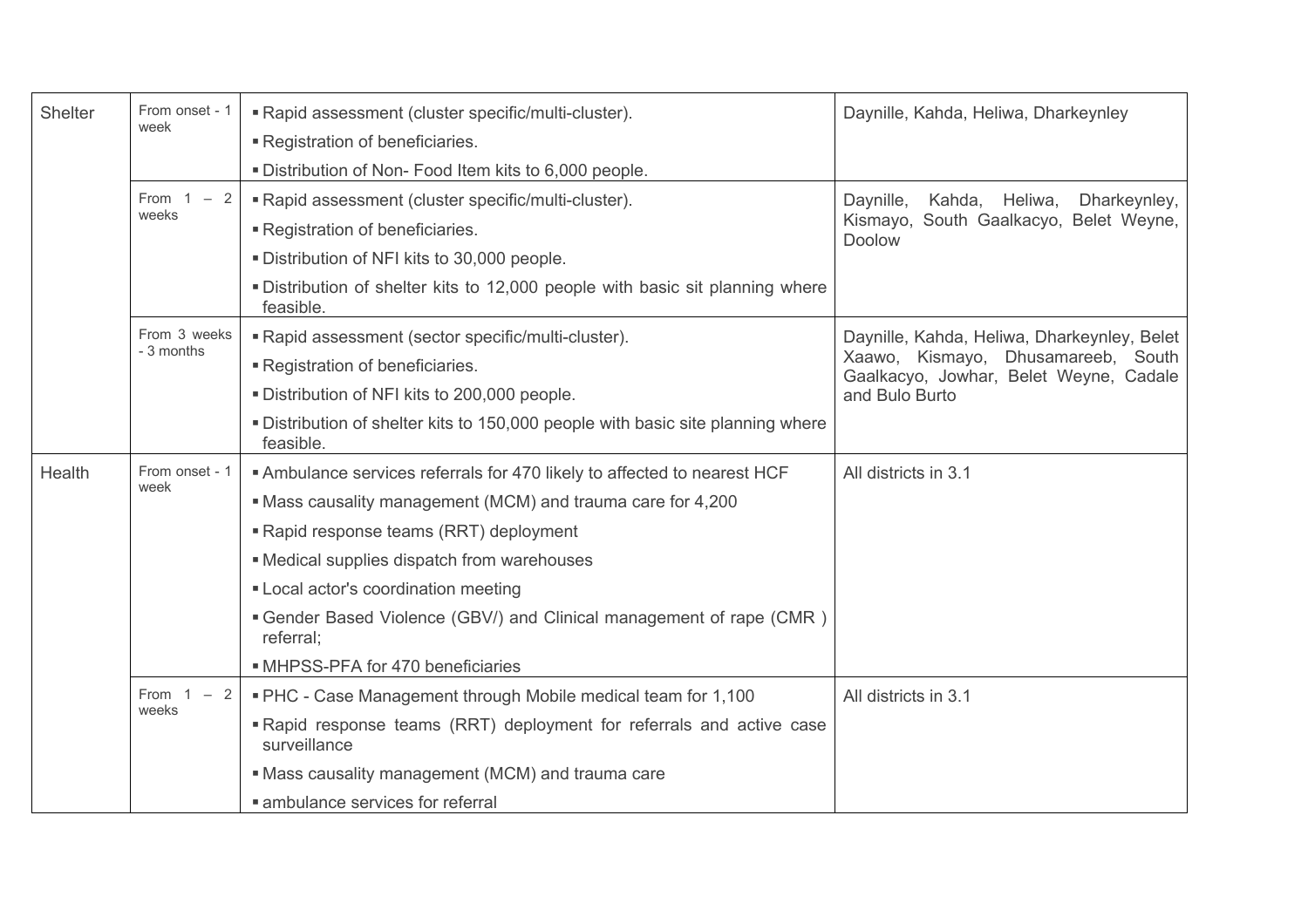| Shelter | From onset - 1 week | ▪ Rapid assessment (cluster specific/multi-cluster).<br>▪ Registration of beneficiaries.<br>▪ Distribution of Non- Food Item kits to 6,000 people. | Daynille, Kahda, Heliwa, Dharkeynley |
|---|---|---|---|
| | From 1 – 2 weeks | ▪ Rapid assessment (cluster specific/multi-cluster).<br>▪ Registration of beneficiaries.<br>▪ Distribution of NFI kits to 30,000 people.<br>▪ Distribution of shelter kits to 12,000 people with basic sit planning where feasible. | Daynille, Kahda, Heliwa, Dharkeynley, Kismayo, South Gaalkacyo, Belet Weyne, Doolow |
| | From 3 weeks - 3 months | ▪ Rapid assessment (sector specific/multi-cluster).<br>▪ Registration of beneficiaries.<br>▪ Distribution of NFI kits to 200,000 people.<br>▪ Distribution of shelter kits to 150,000 people with basic site planning where feasible. | Daynille, Kahda, Heliwa, Dharkeynley, Belet Xaawo, Kismayo, Dhusamareeb, South Gaalkacyo, Jowhar, Belet Weyne, Cadale and Bulo Burto |
| Health | From onset - 1 week | ▪ Ambulance services referrals for 470 likely to affected to nearest HCF<br>▪ Mass causality management (MCM) and trauma care for 4,200<br>▪ Rapid response teams (RRT) deployment<br>▪ Medical supplies dispatch from warehouses<br>▪ Local actor's coordination meeting<br>▪ Gender Based Violence (GBV/) and Clinical management of rape (CMR ) referral;<br>▪ MHPSS-PFA for 470 beneficiaries | All districts in 3.1 |
| | From 1 – 2 weeks | ▪ PHC - Case Management through Mobile medical team for 1,100<br>▪ Rapid response teams (RRT) deployment for referrals and active case surveillance<br>▪ Mass causality management (MCM) and trauma care<br>▪ ambulance services for referral | All districts in 3.1 |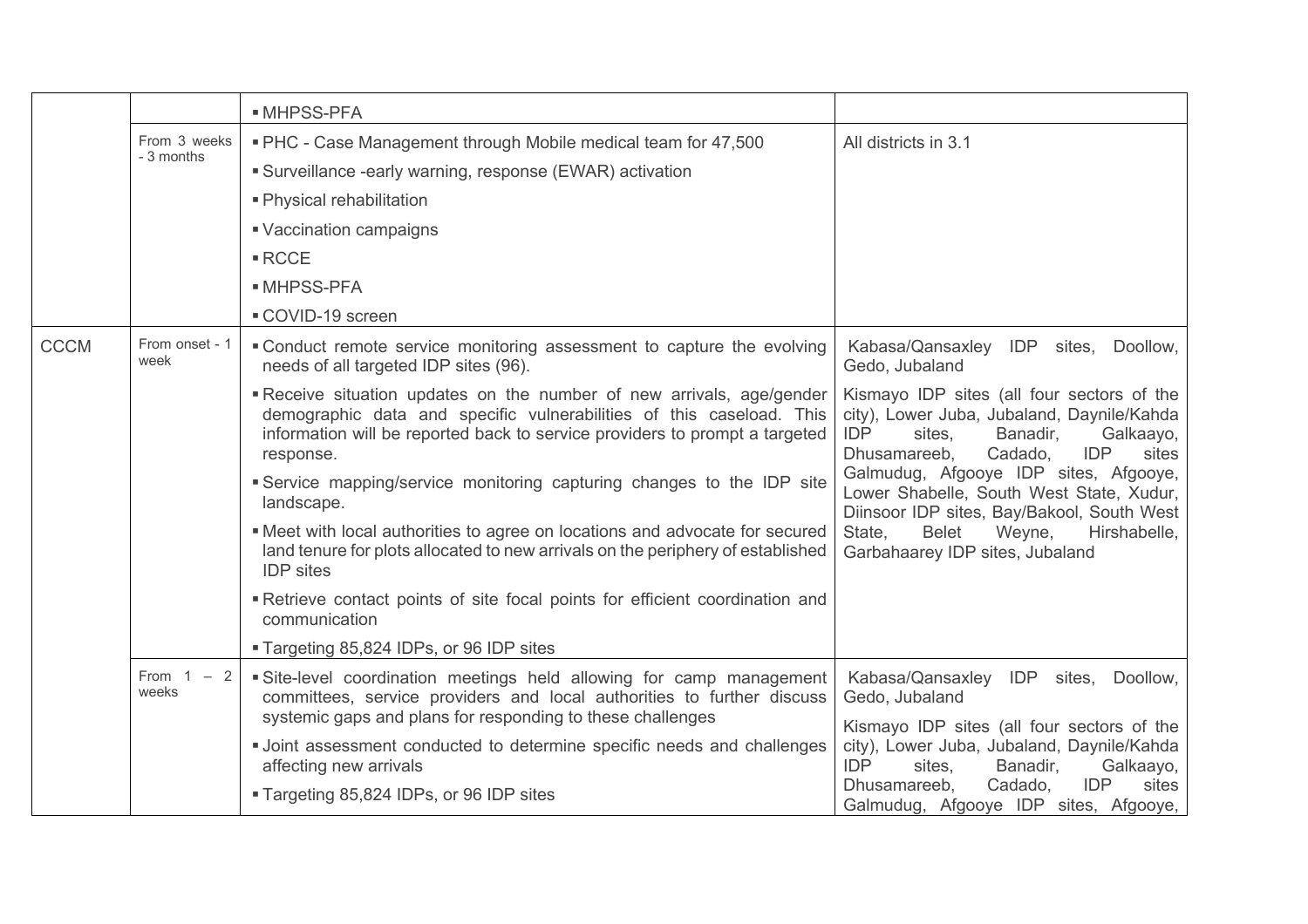| | | | |
|---|---|---|---|
| | | ▪ MHPSS-PFA | |
| | From 3 weeks - 3 months | ▪ PHC - Case Management through Mobile medical team for 47,500<br>▪ Surveillance -early warning, response (EWAR) activation<br>▪ Physical rehabilitation<br>▪ Vaccination campaigns<br>▪ RCCE<br>▪ MHPSS-PFA<br>▪ COVID-19 screen | All districts in 3.1 |
| CCCM | From onset - 1 week | ▪ Conduct remote service monitoring assessment to capture the evolving needs of all targeted IDP sites (96).<br>▪ Receive situation updates on the number of new arrivals, age/gender demographic data and specific vulnerabilities of this caseload. This information will be reported back to service providers to prompt a targeted response.<br>▪ Service mapping/service monitoring capturing changes to the IDP site landscape.<br>▪ Meet with local authorities to agree on locations and advocate for secured land tenure for plots allocated to new arrivals on the periphery of established IDP sites<br>▪ Retrieve contact points of site focal points for efficient coordination and communication<br>▪ Targeting 85,824 IDPs, or 96 IDP sites | Kabasa/Qansaxley IDP sites, Doollow, Gedo, Jubaland<br>Kismayo IDP sites (all four sectors of the city), Lower Juba, Jubaland, Daynile/Kahda IDP sites, Banadir, Galkaayo, Dhusamareeb, Cadado, IDP sites Galmudug, Afgooye IDP sites, Afgooye, Lower Shabelle, South West State, Xudur, Diinsoor IDP sites, Bay/Bakool, South West State, Belet Weyne, Hirshabelle, Garbahaarey IDP sites, Jubaland |
| | From 1 – 2 weeks | ▪ Site-level coordination meetings held allowing for camp management committees, service providers and local authorities to further discuss systemic gaps and plans for responding to these challenges<br>▪ Joint assessment conducted to determine specific needs and challenges affecting new arrivals<br>▪ Targeting 85,824 IDPs, or 96 IDP sites | Kabasa/Qansaxley IDP sites, Doollow, Gedo, Jubaland<br>Kismayo IDP sites (all four sectors of the city), Lower Juba, Jubaland, Daynile/Kahda IDP sites, Banadir, Galkaayo, Dhusamareeb, Cadado, IDP sites Galmudug, Afgooye IDP sites, Afgooye, |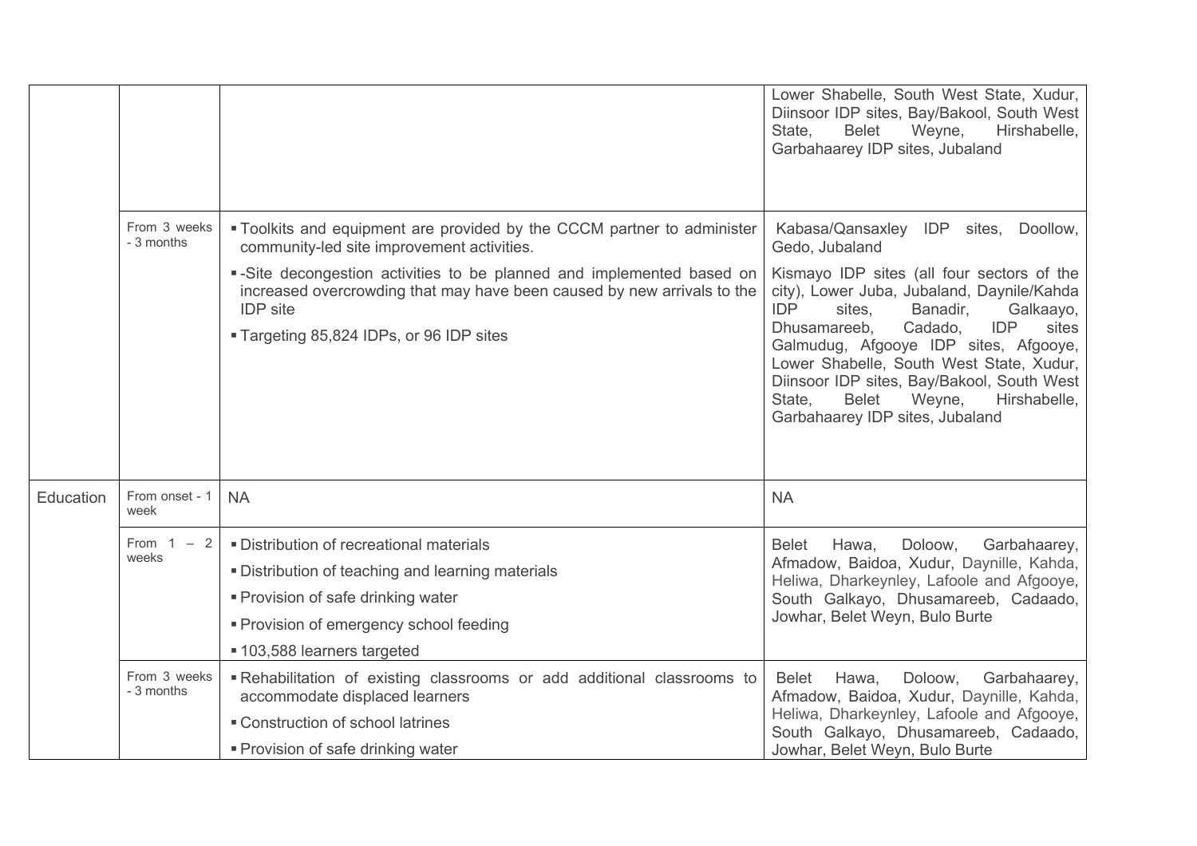| | | | |
|---|---|---|---|
| | | | Lower Shabelle, South West State, Xudur, Diinsoor IDP sites, Bay/Bakool, South West State, Belet Weyne, Hirshabelle, Garbahaarey IDP sites, Jubaland |
| | From 3 weeks - 3 months | ▪ Toolkits and equipment are provided by the CCCM partner to administer community-led site improvement activities.<br>▪ -Site decongestion activities to be planned and implemented based on increased overcrowding that may have been caused by new arrivals to the IDP site<br>▪ Targeting 85,824 IDPs, or 96 IDP sites | Kabasa/Qansaxley IDP sites, Doollow, Gedo, Jubaland<br>Kismayo IDP sites (all four sectors of the city), Lower Juba, Jubaland, Daynile/Kahda IDP sites, Banadir, Galkaayo, Dhusamareeb, Cadado, IDP sites Galmudug, Afgooye IDP sites, Afgooye, Lower Shabelle, South West State, Xudur, Diinsoor IDP sites, Bay/Bakool, South West State, Belet Weyne, Hirshabelle, Garbahaarey IDP sites, Jubaland |
| Education | From onset - 1 week | NA | NA |
| | From 1 – 2 weeks | ▪ Distribution of recreational materials<br>▪ Distribution of teaching and learning materials<br>▪ Provision of safe drinking water<br>▪ Provision of emergency school feeding<br>▪ 103,588 learners targeted | Belet Hawa, Doloow, Garbahaarey, Afmadow, Baidoa, Xudur, Daynille, Kahda, Heliwa, Dharkeynley, Lafoole and Afgooye, South Galkayo, Dhusamareeb, Cadaado, Jowhar, Belet Weyn, Bulo Burte |
| | From 3 weeks - 3 months | ▪ Rehabilitation of existing classrooms or add additional classrooms to accommodate displaced learners<br>▪ Construction of school latrines<br>▪ Provision of safe drinking water | Belet Hawa, Doloow, Garbahaarey, Afmadow, Baidoa, Xudur, Daynille, Kahda, Heliwa, Dharkeynley, Lafoole and Afgooye, South Galkayo, Dhusamareeb, Cadaado, Jowhar, Belet Weyn, Bulo Burte |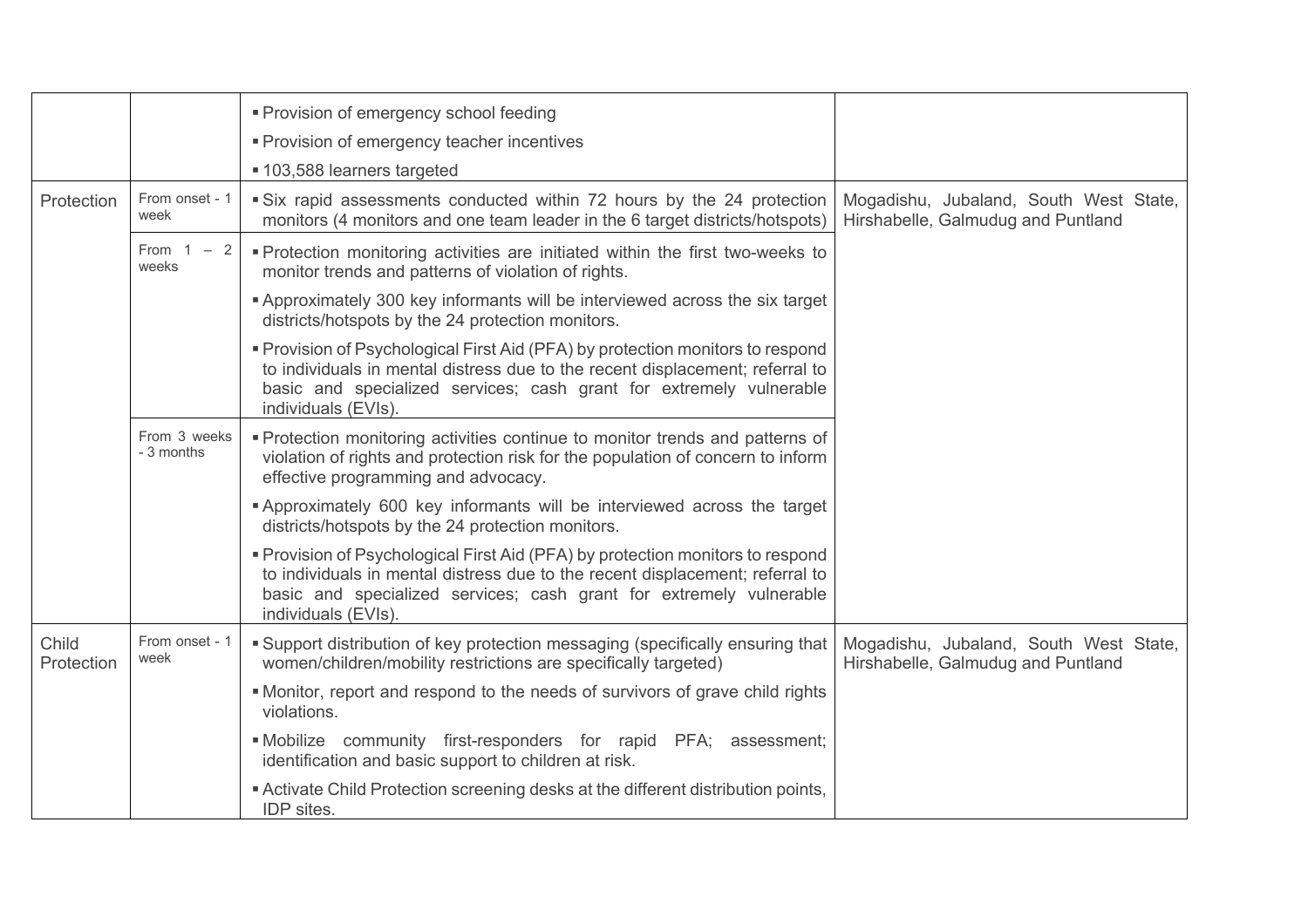| | | | |
|---|---|---|---|
| | | ▪ Provision of emergency school feeding<br>▪ Provision of emergency teacher incentives<br>▪ 103,588 learners targeted | |
| Protection | From onset - 1 week | ▪ Six rapid assessments conducted within 72 hours by the 24 protection monitors (4 monitors and one team leader in the 6 target districts/hotspots) | Mogadishu, Jubaland, South West State, Hirshabelle, Galmudug and Puntland |
| | From 1 – 2 weeks | ▪ Protection monitoring activities are initiated within the first two-weeks to monitor trends and patterns of violation of rights.<br>▪ Approximately 300 key informants will be interviewed across the six target districts/hotspots by the 24 protection monitors.<br>▪ Provision of Psychological First Aid (PFA) by protection monitors to respond to individuals in mental distress due to the recent displacement; referral to basic and specialized services; cash grant for extremely vulnerable individuals (EVIs). | |
| | From 3 weeks - 3 months | ▪ Protection monitoring activities continue to monitor trends and patterns of violation of rights and protection risk for the population of concern to inform effective programming and advocacy.<br>▪ Approximately 600 key informants will be interviewed across the target districts/hotspots by the 24 protection monitors.<br>▪ Provision of Psychological First Aid (PFA) by protection monitors to respond to individuals in mental distress due to the recent displacement; referral to basic and specialized services; cash grant for extremely vulnerable individuals (EVIs). | |
| Child Protection | From onset - 1 week | ▪ Support distribution of key protection messaging (specifically ensuring that women/children/mobility restrictions are specifically targeted)<br>▪ Monitor, report and respond to the needs of survivors of grave child rights violations.<br>▪ Mobilize community first-responders for rapid PFA; assessment; identification and basic support to children at risk.<br>▪ Activate Child Protection screening desks at the different distribution points, IDP sites. | Mogadishu, Jubaland, South West State, Hirshabelle, Galmudug and Puntland |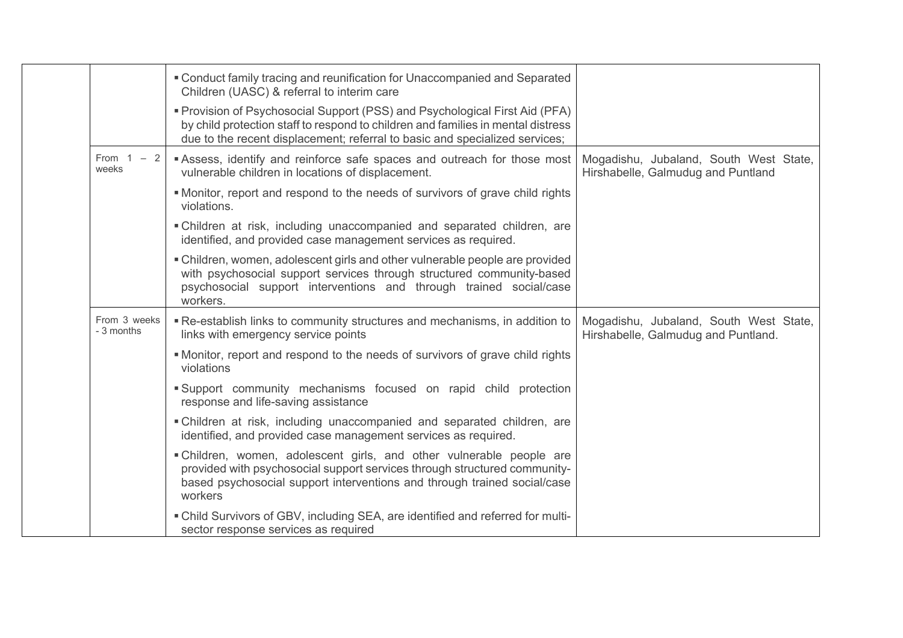| | | | |
|---|---|---|---|
| | | ▪ Conduct family tracing and reunification for Unaccompanied and Separated Children (UASC) & referral to interim care<br>▪ Provision of Psychosocial Support (PSS) and Psychological First Aid (PFA) by child protection staff to respond to children and families in mental distress due to the recent displacement; referral to basic and specialized services; | |
| | From 1 – 2 weeks | ▪ Assess, identify and reinforce safe spaces and outreach for those most vulnerable children in locations of displacement.<br>▪ Monitor, report and respond to the needs of survivors of grave child rights violations.<br>▪ Children at risk, including unaccompanied and separated children, are identified, and provided case management services as required.<br>▪ Children, women, adolescent girls and other vulnerable people are provided with psychosocial support services through structured community-based psychosocial support interventions and through trained social/case workers. | Mogadishu, Jubaland, South West State, Hirshabelle, Galmudug and Puntland |
| | From 3 weeks - 3 months | ▪ Re-establish links to community structures and mechanisms, in addition to links with emergency service points<br>▪ Monitor, report and respond to the needs of survivors of grave child rights violations<br>▪ Support community mechanisms focused on rapid child protection response and life-saving assistance<br>▪ Children at risk, including unaccompanied and separated children, are identified, and provided case management services as required.<br>▪ Children, women, adolescent girls, and other vulnerable people are provided with psychosocial support services through structured community-based psychosocial support interventions and through trained social/case workers<br>▪ Child Survivors of GBV, including SEA, are identified and referred for multi-sector response services as required | Mogadishu, Jubaland, South West State, Hirshabelle, Galmudug and Puntland. |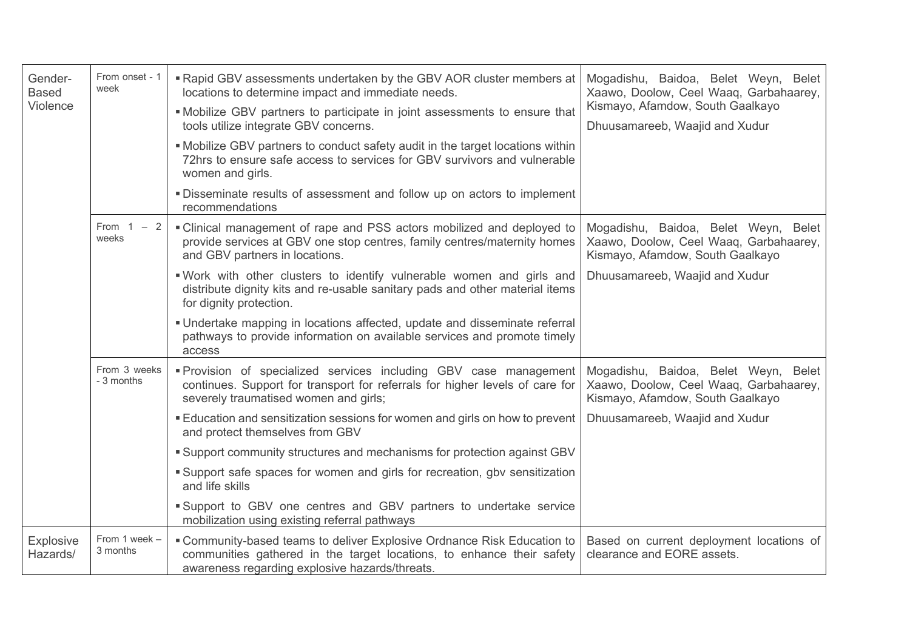| | | | |
|---|---|---|---|
| Gender-Based Violence | From onset - 1 week | ▪ Rapid GBV assessments undertaken by the GBV AOR cluster members at locations to determine impact and immediate needs.<br>▪ Mobilize GBV partners to participate in joint assessments to ensure that tools utilize integrate GBV concerns.<br>▪ Mobilize GBV partners to conduct safety audit in the target locations within 72hrs to ensure safe access to services for GBV survivors and vulnerable women and girls.<br>▪ Disseminate results of assessment and follow up on actors to implement recommendations | Mogadishu, Baidoa, Belet Weyn, Belet Xaawo, Doolow, Ceel Waaq, Garbahaarey, Kismayo, Afamdow, South Gaalkayo<br>Dhuusamareeb, Waajid and Xudur |
| | From 1 – 2 weeks | ▪ Clinical management of rape and PSS actors mobilized and deployed to provide services at GBV one stop centres, family centres/maternity homes and GBV partners in locations.<br>▪ Work with other clusters to identify vulnerable women and girls and distribute dignity kits and re-usable sanitary pads and other material items for dignity protection.<br>▪ Undertake mapping in locations affected, update and disseminate referral pathways to provide information on available services and promote timely access | Mogadishu, Baidoa, Belet Weyn, Belet Xaawo, Doolow, Ceel Waaq, Garbahaarey, Kismayo, Afamdow, South Gaalkayo<br>Dhuusamareeb, Waajid and Xudur |
| | From 3 weeks - 3 months | ▪ Provision of specialized services including GBV case management continues. Support for transport for referrals for higher levels of care for severely traumatised women and girls;<br>▪ Education and sensitization sessions for women and girls on how to prevent and protect themselves from GBV<br>▪ Support community structures and mechanisms for protection against GBV<br>▪ Support safe spaces for women and girls for recreation, gbv sensitization and life skills<br>▪ Support to GBV one centres and GBV partners to undertake service mobilization using existing referral pathways | Mogadishu, Baidoa, Belet Weyn, Belet Xaawo, Doolow, Ceel Waaq, Garbahaarey, Kismayo, Afamdow, South Gaalkayo<br>Dhuusamareeb, Waajid and Xudur |
| Explosive Hazards/ | From 1 week – 3 months | ▪ Community-based teams to deliver Explosive Ordnance Risk Education to communities gathered in the target locations, to enhance their safety awareness regarding explosive hazards/threats. | Based on current deployment locations of clearance and EORE assets. |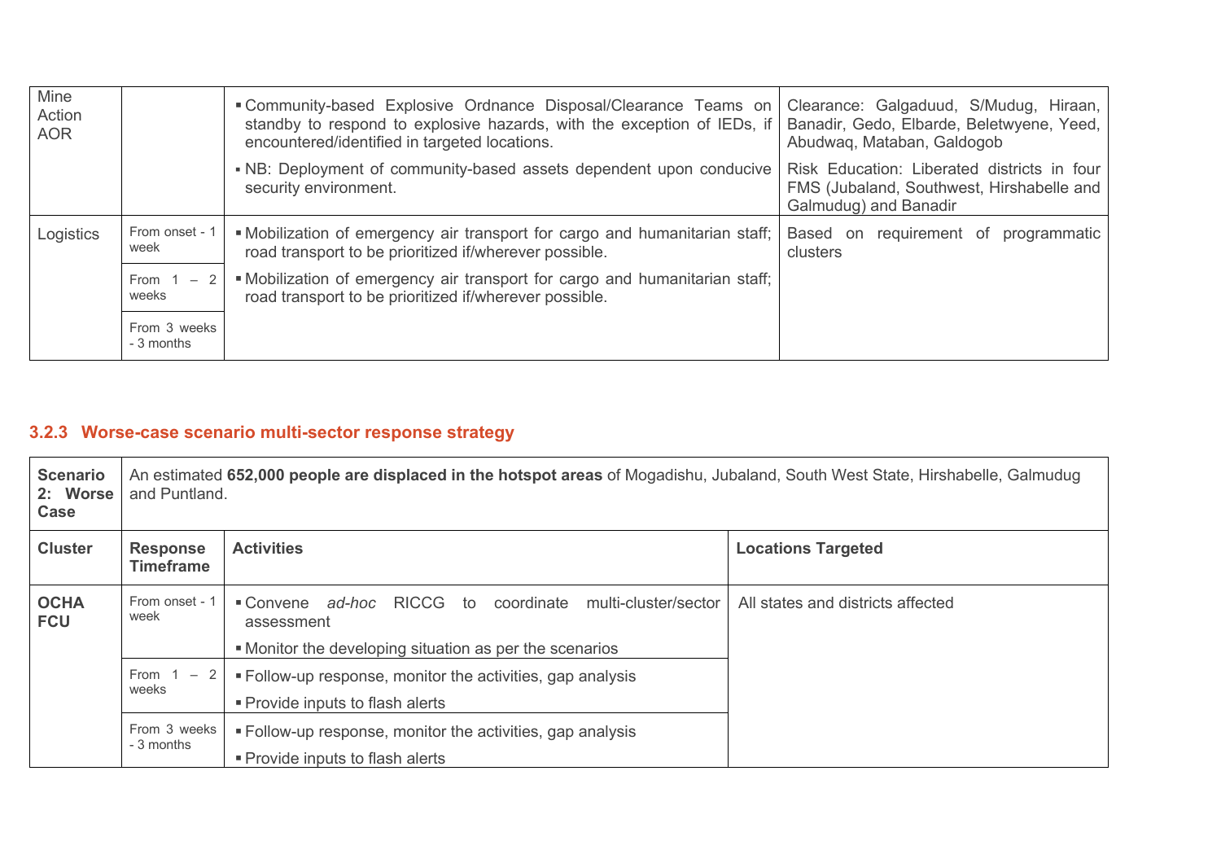| Mine Action AOR | | ▪ Community-based Explosive Ordnance Disposal/Clearance Teams on standby to respond to explosive hazards, with the exception of IEDs, if encountered/identified in targeted locations. | Clearance: Galgaduud, S/Mudug, Hiraan, Banadir, Gedo, Elbarde, Beletwyene, Yeed, Abudwaq, Mataban, Galdogob |
|---|---|---|---|
| | | ▪ NB: Deployment of community-based assets dependent upon conducive security environment. | Risk Education: Liberated districts in four FMS (Jubaland, Southwest, Hirshabelle and Galmudug) and Banadir |
| Logistics | From onset - 1 week | ▪ Mobilization of emergency air transport for cargo and humanitarian staff; road transport to be prioritized if/wherever possible. | Based on requirement of programmatic clusters |
| | From 1 – 2 weeks | ▪ Mobilization of emergency air transport for cargo and humanitarian staff; road transport to be prioritized if/wherever possible. | |
| | From 3 weeks - 3 months | | |

### 3.2.3 Worse-case scenario multi-sector response strategy

| **Scenario 2: Worse Case** | An estimated **652,000 people are displaced in the hotspot areas** of Mogadishu, Jubaland, South West State, Hirshabelle, Galmudug and Puntland. | | |
|---|---|---|---|
| **Cluster** | **Response Timeframe** | **Activities** | **Locations Targeted** |
| **OCHA FCU** | From onset - 1 week | ▪ Convene *ad-hoc* RICCG to coordinate multi-cluster/sector assessment<br>▪ Monitor the developing situation as per the scenarios | All states and districts affected |
| | From 1 – 2 weeks | ▪ Follow-up response, monitor the activities, gap analysis<br>▪ Provide inputs to flash alerts | |
| | From 3 weeks - 3 months | ▪ Follow-up response, monitor the activities, gap analysis<br>▪ Provide inputs to flash alerts | |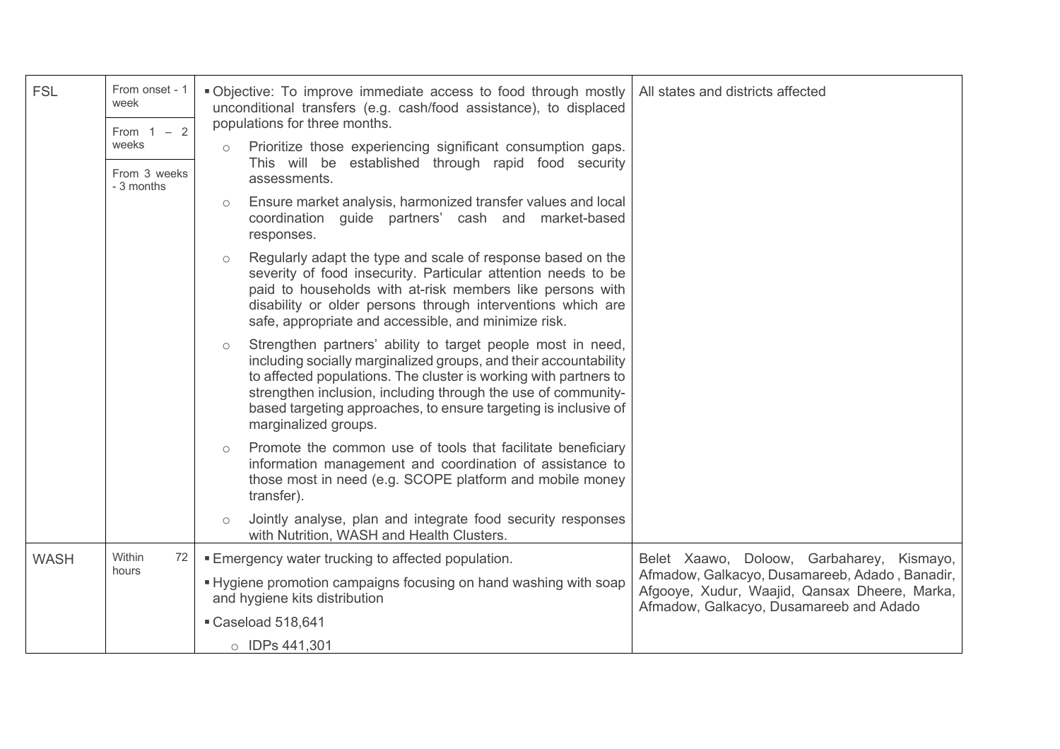| | | | |
|---|---|---|---|
| FSL | From onset - 1 week<br>From 1 – 2 weeks<br>From 3 weeks - 3 months | ▪ Objective: To improve immediate access to food through mostly unconditional transfers (e.g. cash/food assistance), to displaced populations for three months.<br>○ Prioritize those experiencing significant consumption gaps. This will be established through rapid food security assessments.<br>○ Ensure market analysis, harmonized transfer values and local coordination guide partners' cash and market-based responses.<br>○ Regularly adapt the type and scale of response based on the severity of food insecurity. Particular attention needs to be paid to households with at-risk members like persons with disability or older persons through interventions which are safe, appropriate and accessible, and minimize risk.<br>○ Strengthen partners' ability to target people most in need, including socially marginalized groups, and their accountability to affected populations. The cluster is working with partners to strengthen inclusion, including through the use of community-based targeting approaches, to ensure targeting is inclusive of marginalized groups.<br>○ Promote the common use of tools that facilitate beneficiary information management and coordination of assistance to those most in need (e.g. SCOPE platform and mobile money transfer).<br>○ Jointly analyse, plan and integrate food security responses with Nutrition, WASH and Health Clusters. | All states and districts affected |
| WASH | Within 72 hours | ▪ Emergency water trucking to affected population.<br>▪ Hygiene promotion campaigns focusing on hand washing with soap and hygiene kits distribution<br>▪ Caseload 518,641<br>○ IDPs 441,301 | Belet Xaawo, Doloow, Garbaharey, Kismayo, Afmadow, Galkacyo, Dusamareeb, Adado , Banadir, Afgooye, Xudur, Waajid, Qansax Dheere, Marka, Afmadow, Galkacyo, Dusamareeb and Adado |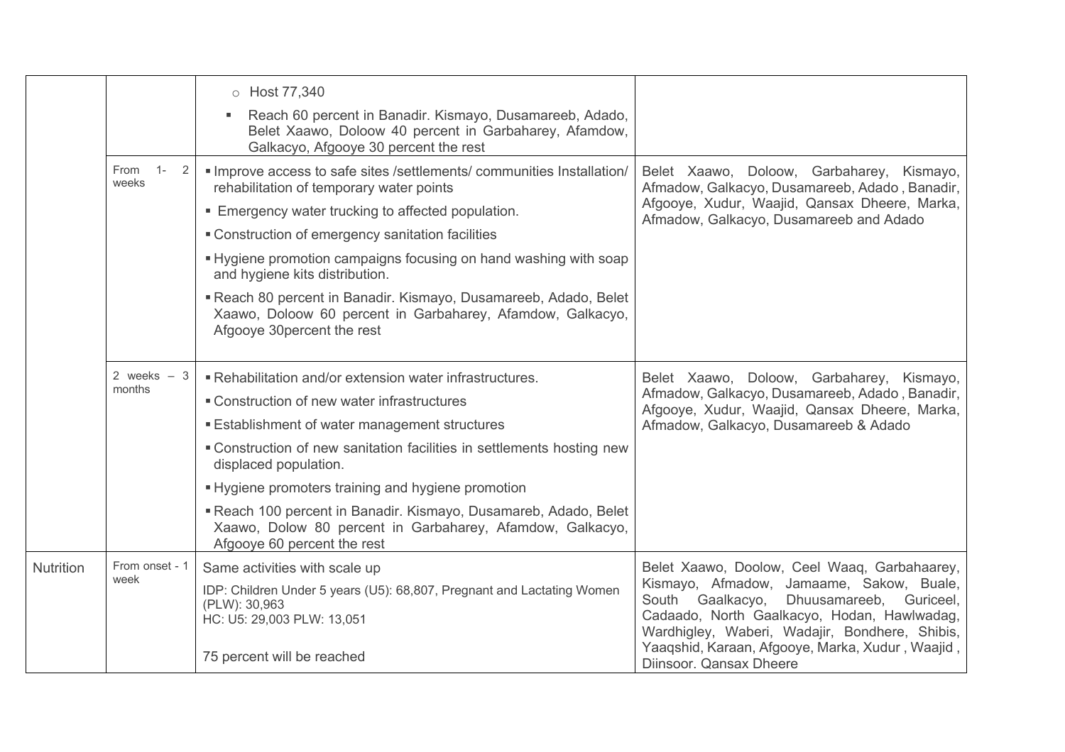| | | | |
|---|---|---|---|
| | | ○ Host 77,340<br>▪ Reach 60 percent in Banadir. Kismayo, Dusamareeb, Adado, Belet Xaawo, Doloow 40 percent in Garbaharey, Afamdow, Galkacyo, Afgooye 30 percent the rest | |
| | From 1- 2 weeks | ▪ Improve access to safe sites /settlements/ communities Installation/ rehabilitation of temporary water points<br>▪ Emergency water trucking to affected population.<br>▪ Construction of emergency sanitation facilities<br>▪ Hygiene promotion campaigns focusing on hand washing with soap and hygiene kits distribution.<br>▪ Reach 80 percent in Banadir. Kismayo, Dusamareeb, Adado, Belet Xaawo, Doloow 60 percent in Garbaharey, Afamdow, Galkacyo, Afgooye 30percent the rest | Belet Xaawo, Doloow, Garbaharey, Kismayo, Afmadow, Galkacyo, Dusamareeb, Adado , Banadir, Afgooye, Xudur, Waajid, Qansax Dheere, Marka, Afmadow, Galkacyo, Dusamareeb and Adado |
| | 2 weeks – 3 months | ▪ Rehabilitation and/or extension water infrastructures.<br>▪ Construction of new water infrastructures<br>▪ Establishment of water management structures<br>▪ Construction of new sanitation facilities in settlements hosting new displaced population.<br>▪ Hygiene promoters training and hygiene promotion<br>▪ Reach 100 percent in Banadir. Kismayo, Dusamareb, Adado, Belet Xaawo, Dolow 80 percent in Garbaharey, Afamdow, Galkacyo, Afgooye 60 percent the rest | Belet Xaawo, Doloow, Garbaharey, Kismayo, Afmadow, Galkacyo, Dusamareeb, Adado , Banadir, Afgooye, Xudur, Waajid, Qansax Dheere, Marka, Afmadow, Galkacyo, Dusamareeb & Adado |
| Nutrition | From onset - 1 week | Same activities with scale up<br>IDP: Children Under 5 years (U5): 68,807, Pregnant and Lactating Women (PLW): 30,963<br>HC: U5: 29,003 PLW: 13,051<br><br>75 percent will be reached | Belet Xaawo, Doolow, Ceel Waaq, Garbahaarey, Kismayo, Afmadow, Jamaame, Sakow, Buale, South Gaalkacyo, Dhuusamareeb, Guriceel, Cadaado, North Gaalkacyo, Hodan, Hawlwadag, Wardhigley, Waberi, Wadajir, Bondhere, Shibis, Yaaqshid, Karaan, Afgooye, Marka, Xudur , Waajid , Diinsoor. Qansax Dheere |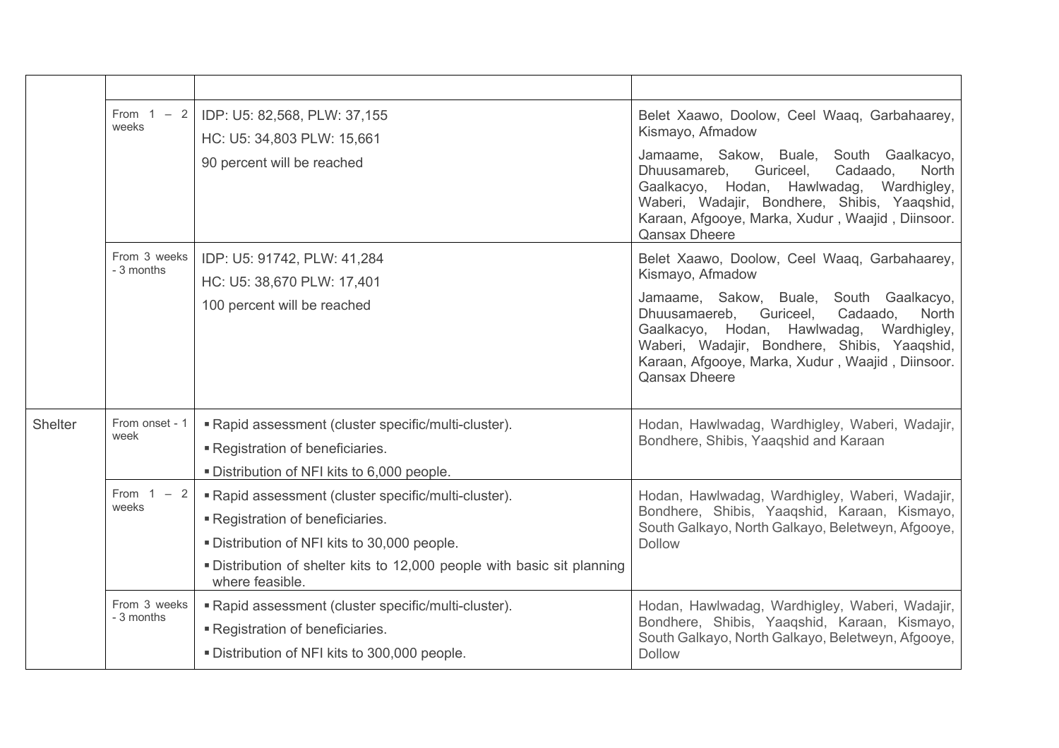| | | | |
|---|---|---|---|
| | | | |
| | From 1 – 2 weeks | IDP: U5: 82,568, PLW: 37,155<br>HC: U5: 34,803 PLW: 15,661<br>90 percent will be reached | Belet Xaawo, Doolow, Ceel Waaq, Garbahaarey, Kismayo, Afmadow<br>Jamaame, Sakow, Buale, South Gaalkacyo, Dhuusamareb, Guriceel, Cadaado, North Gaalkacyo, Hodan, Hawlwadag, Wardhigley, Waberi, Wadajir, Bondhere, Shibis, Yaaqshid, Karaan, Afgooye, Marka, Xudur , Waajid , Diinsoor. Qansax Dheere |
| | From 3 weeks - 3 months | IDP: U5: 91742, PLW: 41,284<br>HC: U5: 38,670 PLW: 17,401<br>100 percent will be reached | Belet Xaawo, Doolow, Ceel Waaq, Garbahaarey, Kismayo, Afmadow<br>Jamaame, Sakow, Buale, South Gaalkacyo, Dhuusamaereb, Guriceel, Cadaado, North Gaalkacyo, Hodan, Hawlwadag, Wardhigley, Waberi, Wadajir, Bondhere, Shibis, Yaaqshid, Karaan, Afgooye, Marka, Xudur , Waajid , Diinsoor. Qansax Dheere |
| Shelter | From onset - 1 week | ▪ Rapid assessment (cluster specific/multi-cluster).<br>▪ Registration of beneficiaries.<br>▪ Distribution of NFI kits to 6,000 people. | Hodan, Hawlwadag, Wardhigley, Waberi, Wadajir, Bondhere, Shibis, Yaaqshid and Karaan |
| | From 1 – 2 weeks | ▪ Rapid assessment (cluster specific/multi-cluster).<br>▪ Registration of beneficiaries.<br>▪ Distribution of NFI kits to 30,000 people.<br>▪ Distribution of shelter kits to 12,000 people with basic sit planning where feasible. | Hodan, Hawlwadag, Wardhigley, Waberi, Wadajir, Bondhere, Shibis, Yaaqshid, Karaan, Kismayo, South Galkayo, North Galkayo, Beletweyn, Afgooye, Dollow |
| | From 3 weeks - 3 months | ▪ Rapid assessment (cluster specific/multi-cluster).<br>▪ Registration of beneficiaries.<br>▪ Distribution of NFI kits to 300,000 people. | Hodan, Hawlwadag, Wardhigley, Waberi, Wadajir, Bondhere, Shibis, Yaaqshid, Karaan, Kismayo, South Galkayo, North Galkayo, Beletweyn, Afgooye, Dollow |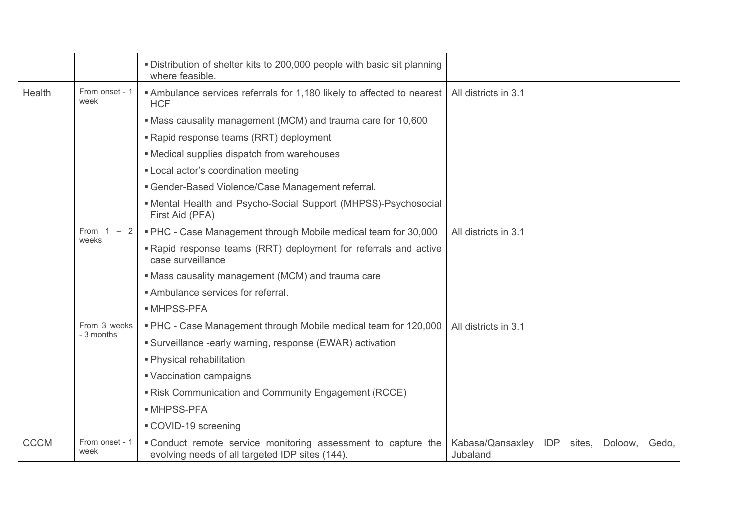| | | | |
|---|---|---|---|
| | | ▪ Distribution of shelter kits to 200,000 people with basic sit planning where feasible. | |
| Health | From onset - 1 week | ▪ Ambulance services referrals for 1,180 likely to affected to nearest HCF<br>▪ Mass causality management (MCM) and trauma care for 10,600<br>▪ Rapid response teams (RRT) deployment<br>▪ Medical supplies dispatch from warehouses<br>▪ Local actor's coordination meeting<br>▪ Gender-Based Violence/Case Management referral.<br>▪ Mental Health and Psycho-Social Support (MHPSS)-Psychosocial First Aid (PFA) | All districts in 3.1 |
| | From 1 – 2 weeks | ▪ PHC - Case Management through Mobile medical team for 30,000<br>▪ Rapid response teams (RRT) deployment for referrals and active case surveillance<br>▪ Mass causality management (MCM) and trauma care<br>▪ Ambulance services for referral.<br>▪ MHPSS-PFA | All districts in 3.1 |
| | From 3 weeks - 3 months | ▪ PHC - Case Management through Mobile medical team for 120,000<br>▪ Surveillance -early warning, response (EWAR) activation<br>▪ Physical rehabilitation<br>▪ Vaccination campaigns<br>▪ Risk Communication and Community Engagement (RCCE)<br>▪ MHPSS-PFA<br>▪ COVID-19 screening | All districts in 3.1 |
| CCCM | From onset - 1 week | ▪ Conduct remote service monitoring assessment to capture the evolving needs of all targeted IDP sites (144). | Kabasa/Qansaxley IDP sites, Doloow, Gedo, Jubaland |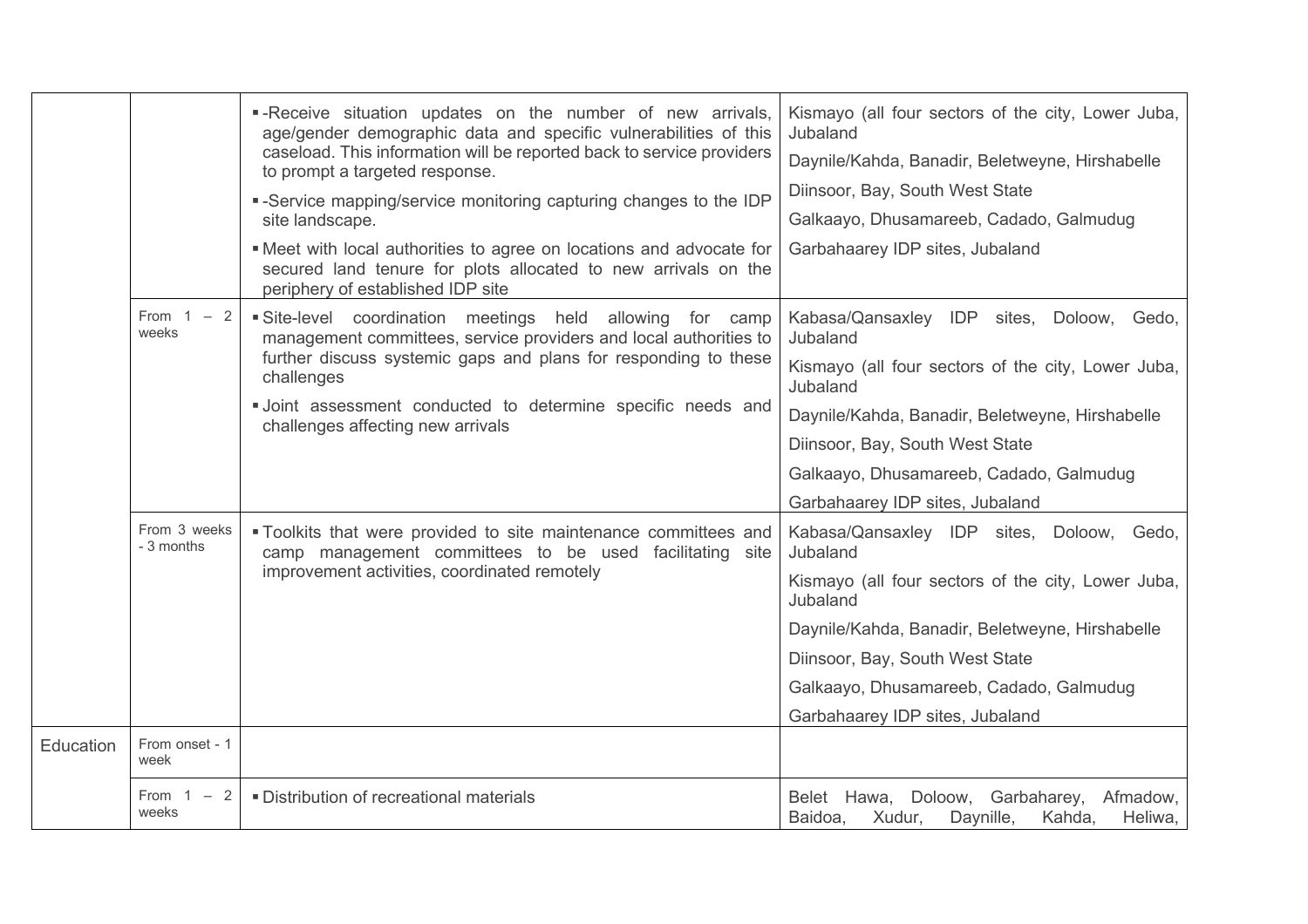| | | | |
|---|---|---|---|
| | | ▪ -Receive situation updates on the number of new arrivals, age/gender demographic data and specific vulnerabilities of this caseload. This information will be reported back to service providers to prompt a targeted response.<br>▪ -Service mapping/service monitoring capturing changes to the IDP site landscape.<br>▪ Meet with local authorities to agree on locations and advocate for secured land tenure for plots allocated to new arrivals on the periphery of established IDP site | Kismayo (all four sectors of the city, Lower Juba, Jubaland<br>Daynile/Kahda, Banadir, Beletweyne, Hirshabelle<br>Diinsoor, Bay, South West State<br>Galkaayo, Dhusamareeb, Cadado, Galmudug<br>Garbahaarey IDP sites, Jubaland |
| | From 1 – 2 weeks | ▪ Site-level coordination meetings held allowing for camp management committees, service providers and local authorities to further discuss systemic gaps and plans for responding to these challenges<br>▪ Joint assessment conducted to determine specific needs and challenges affecting new arrivals | Kabasa/Qansaxley IDP sites, Doloow, Gedo, Jubaland<br>Kismayo (all four sectors of the city, Lower Juba, Jubaland<br>Daynile/Kahda, Banadir, Beletweyne, Hirshabelle<br>Diinsoor, Bay, South West State<br>Galkaayo, Dhusamareeb, Cadado, Galmudug<br>Garbahaarey IDP sites, Jubaland |
| | From 3 weeks - 3 months | ▪ Toolkits that were provided to site maintenance committees and camp management committees to be used facilitating site improvement activities, coordinated remotely | Kabasa/Qansaxley IDP sites, Doloow, Gedo, Jubaland<br>Kismayo (all four sectors of the city, Lower Juba, Jubaland<br>Daynile/Kahda, Banadir, Beletweyne, Hirshabelle<br>Diinsoor, Bay, South West State<br>Galkaayo, Dhusamareeb, Cadado, Galmudug<br>Garbahaarey IDP sites, Jubaland |
| Education | From onset - 1 week | | |
| | From 1 – 2 weeks | ▪ Distribution of recreational materials | Belet Hawa, Doloow, Garbaharey, Afmadow, Baidoa, Xudur, Daynille, Kahda, Heliwa, |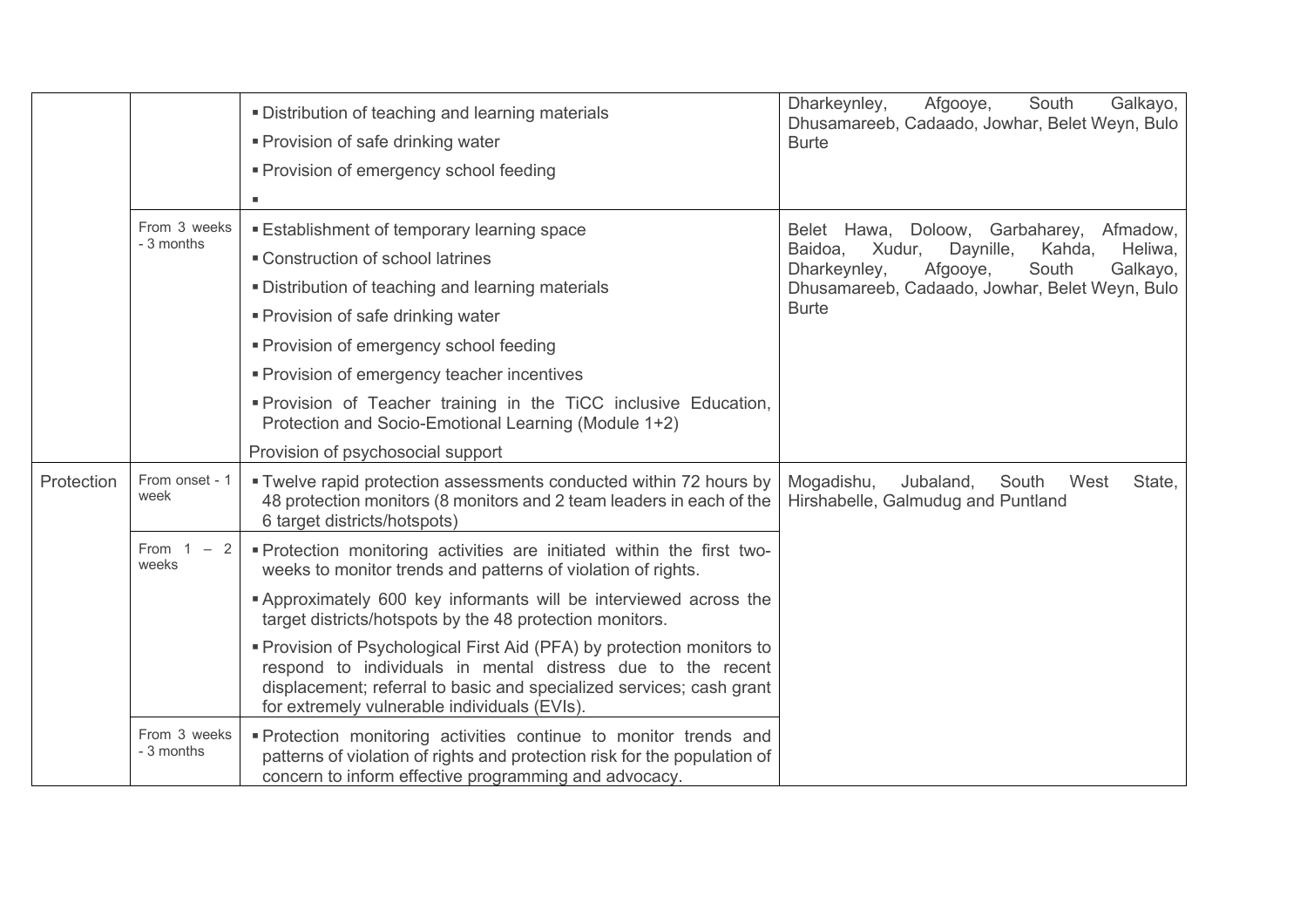| | | | |
|---|---|---|---|
| | | ▪ Distribution of teaching and learning materials<br>▪ Provision of safe drinking water<br>▪ Provision of emergency school feeding<br>▪ | Dharkeynley, Afgooye, South Galkayo, Dhusamareeb, Cadaado, Jowhar, Belet Weyn, Bulo Burte |
| | From 3 weeks - 3 months | ▪ Establishment of temporary learning space<br>▪ Construction of school latrines<br>▪ Distribution of teaching and learning materials<br>▪ Provision of safe drinking water<br>▪ Provision of emergency school feeding<br>▪ Provision of emergency teacher incentives<br>▪ Provision of Teacher training in the TiCC inclusive Education, Protection and Socio-Emotional Learning (Module 1+2)<br>Provision of psychosocial support | Belet Hawa, Doloow, Garbaharey, Afmadow, Baidoa, Xudur, Daynille, Kahda, Heliwa, Dharkeynley, Afgooye, South Galkayo, Dhusamareeb, Cadaado, Jowhar, Belet Weyn, Bulo Burte |
| Protection | From onset - 1 week | ▪ Twelve rapid protection assessments conducted within 72 hours by 48 protection monitors (8 monitors and 2 team leaders in each of the 6 target districts/hotspots) | Mogadishu, Jubaland, South West State, Hirshabelle, Galmudug and Puntland |
| | From 1 – 2 weeks | ▪ Protection monitoring activities are initiated within the first two-weeks to monitor trends and patterns of violation of rights.<br>▪ Approximately 600 key informants will be interviewed across the target districts/hotspots by the 48 protection monitors.<br>▪ Provision of Psychological First Aid (PFA) by protection monitors to respond to individuals in mental distress due to the recent displacement; referral to basic and specialized services; cash grant for extremely vulnerable individuals (EVIs). | |
| | From 3 weeks - 3 months | ▪ Protection monitoring activities continue to monitor trends and patterns of violation of rights and protection risk for the population of concern to inform effective programming and advocacy. | |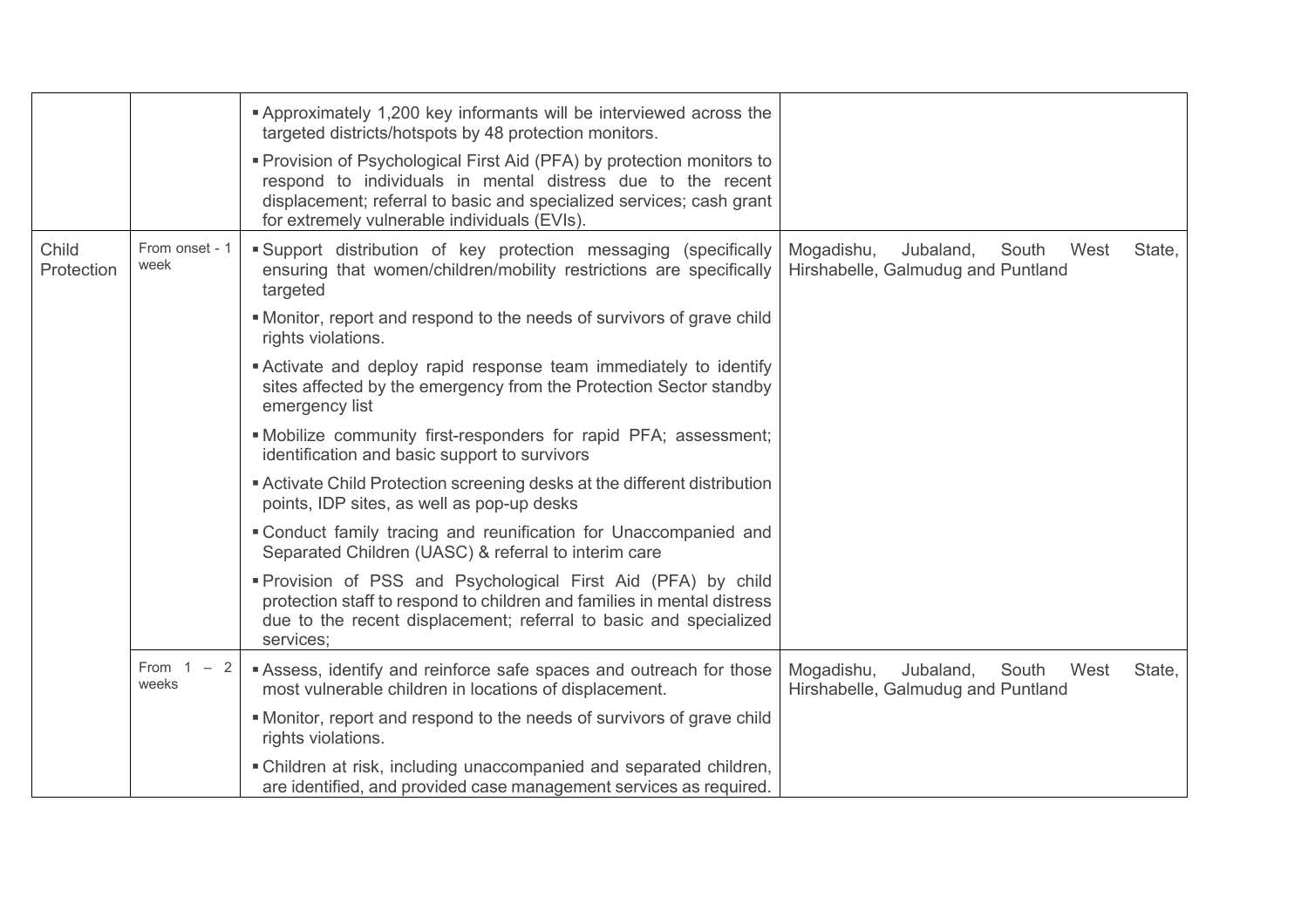| | | | |
|---|---|---|---|
| | | ▪ Approximately 1,200 key informants will be interviewed across the targeted districts/hotspots by 48 protection monitors.<br>▪ Provision of Psychological First Aid (PFA) by protection monitors to respond to individuals in mental distress due to the recent displacement; referral to basic and specialized services; cash grant for extremely vulnerable individuals (EVIs). | |
| Child Protection | From onset - 1 week | ▪ Support distribution of key protection messaging (specifically ensuring that women/children/mobility restrictions are specifically targeted<br>▪ Monitor, report and respond to the needs of survivors of grave child rights violations.<br>▪ Activate and deploy rapid response team immediately to identify sites affected by the emergency from the Protection Sector standby emergency list<br>▪ Mobilize community first-responders for rapid PFA; assessment; identification and basic support to survivors<br>▪ Activate Child Protection screening desks at the different distribution points, IDP sites, as well as pop-up desks<br>▪ Conduct family tracing and reunification for Unaccompanied and Separated Children (UASC) & referral to interim care<br>▪ Provision of PSS and Psychological First Aid (PFA) by child protection staff to respond to children and families in mental distress due to the recent displacement; referral to basic and specialized services; | Mogadishu, Jubaland, South West State, Hirshabelle, Galmudug and Puntland |
| | From 1 – 2 weeks | ▪ Assess, identify and reinforce safe spaces and outreach for those most vulnerable children in locations of displacement.<br>▪ Monitor, report and respond to the needs of survivors of grave child rights violations.<br>▪ Children at risk, including unaccompanied and separated children, are identified, and provided case management services as required. | Mogadishu, Jubaland, South West State, Hirshabelle, Galmudug and Puntland |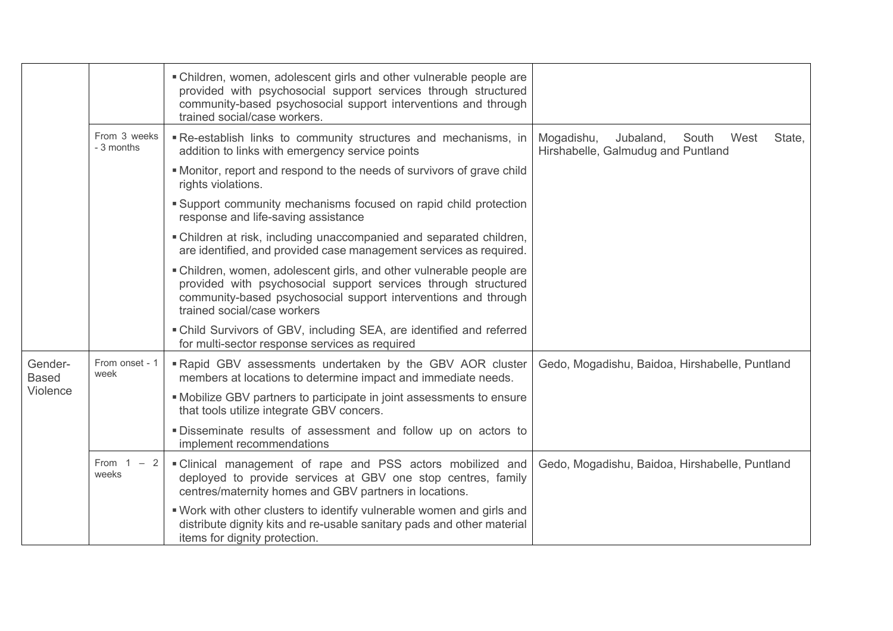| | | | |
|---|---|---|---|
| | | ▪ Children, women, adolescent girls and other vulnerable people are provided with psychosocial support services through structured community-based psychosocial support interventions and through trained social/case workers. | |
| | From 3 weeks - 3 months | ▪ Re-establish links to community structures and mechanisms, in addition to links with emergency service points<br>▪ Monitor, report and respond to the needs of survivors of grave child rights violations.<br>▪ Support community mechanisms focused on rapid child protection response and life-saving assistance<br>▪ Children at risk, including unaccompanied and separated children, are identified, and provided case management services as required.<br>▪ Children, women, adolescent girls, and other vulnerable people are provided with psychosocial support services through structured community-based psychosocial support interventions and through trained social/case workers<br>▪ Child Survivors of GBV, including SEA, are identified and referred for multi-sector response services as required | Mogadishu, Jubaland, South West State, Hirshabelle, Galmudug and Puntland |
| Gender-Based Violence | From onset - 1 week | ▪ Rapid GBV assessments undertaken by the GBV AOR cluster members at locations to determine impact and immediate needs.<br>▪ Mobilize GBV partners to participate in joint assessments to ensure that tools utilize integrate GBV concers.<br>▪ Disseminate results of assessment and follow up on actors to implement recommendations | Gedo, Mogadishu, Baidoa, Hirshabelle, Puntland |
| | From 1 – 2 weeks | ▪ Clinical management of rape and PSS actors mobilized and deployed to provide services at GBV one stop centres, family centres/maternity homes and GBV partners in locations.<br>▪ Work with other clusters to identify vulnerable women and girls and distribute dignity kits and re-usable sanitary pads and other material items for dignity protection. | Gedo, Mogadishu, Baidoa, Hirshabelle, Puntland |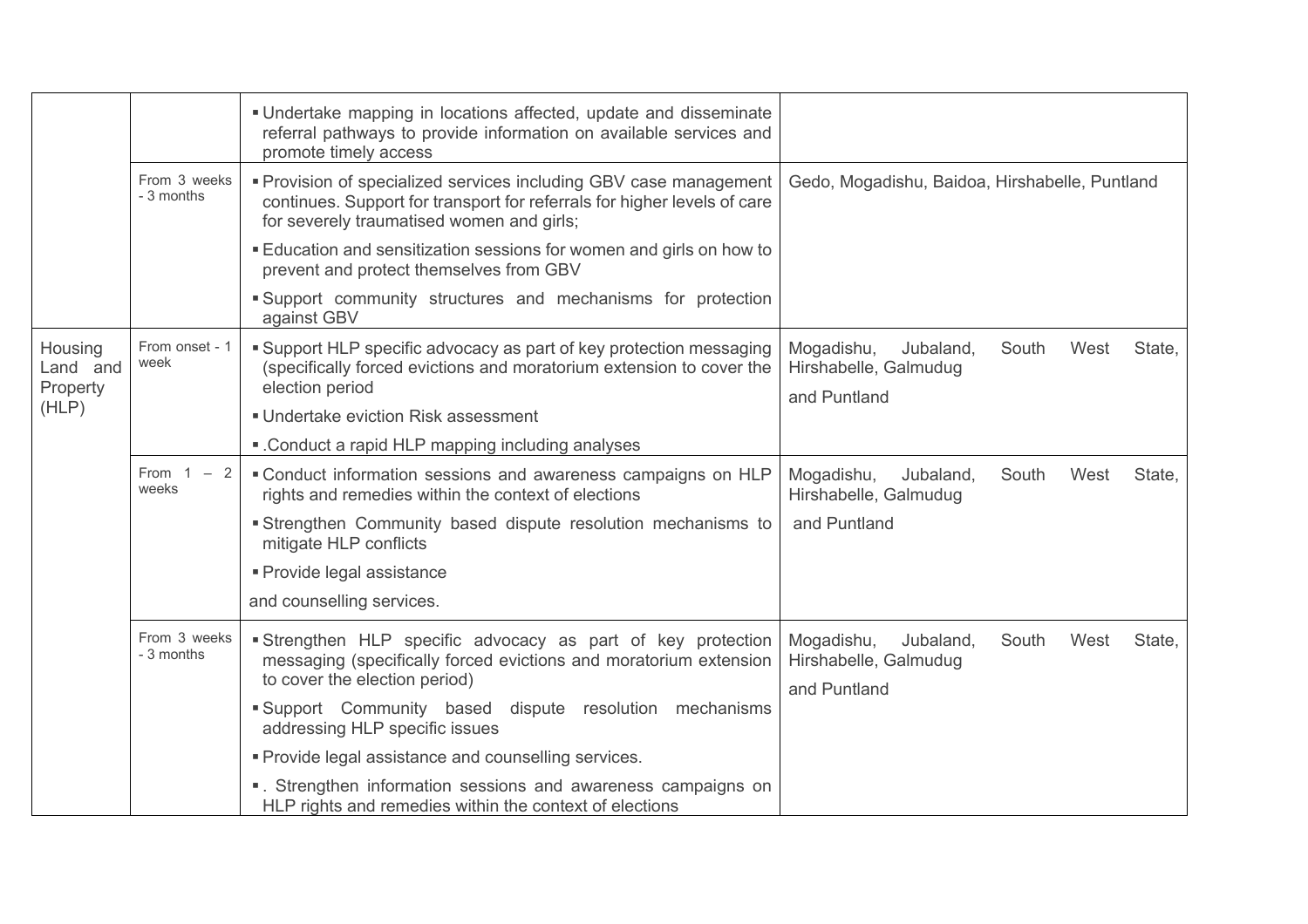| | | | |
|---|---|---|---|
| | | ▪ Undertake mapping in locations affected, update and disseminate referral pathways to provide information on available services and promote timely access | |
| | From 3 weeks - 3 months | ▪ Provision of specialized services including GBV case management continues. Support for transport for referrals for higher levels of care for severely traumatised women and girls;<br>▪ Education and sensitization sessions for women and girls on how to prevent and protect themselves from GBV<br>▪ Support community structures and mechanisms for protection against GBV | Gedo, Mogadishu, Baidoa, Hirshabelle, Puntland |
| Housing Land and Property (HLP) | From onset - 1 week | ▪ Support HLP specific advocacy as part of key protection messaging (specifically forced evictions and moratorium extension to cover the election period<br>▪ Undertake eviction Risk assessment<br>▪ .Conduct a rapid HLP mapping including analyses | Mogadishu, Jubaland, South West State, Hirshabelle, Galmudug<br>and Puntland |
| | From 1 – 2 weeks | ▪ Conduct information sessions and awareness campaigns on HLP rights and remedies within the context of elections<br>▪ Strengthen Community based dispute resolution mechanisms to mitigate HLP conflicts<br>▪ Provide legal assistance<br>and counselling services. | Mogadishu, Jubaland, South West State, Hirshabelle, Galmudug<br>and Puntland |
| | From 3 weeks - 3 months | ▪ Strengthen HLP specific advocacy as part of key protection messaging (specifically forced evictions and moratorium extension to cover the election period)<br>▪ Support Community based dispute resolution mechanisms addressing HLP specific issues<br>▪ Provide legal assistance and counselling services.<br>▪ . Strengthen information sessions and awareness campaigns on HLP rights and remedies within the context of elections | Mogadishu, Jubaland, South West State, Hirshabelle, Galmudug<br>and Puntland |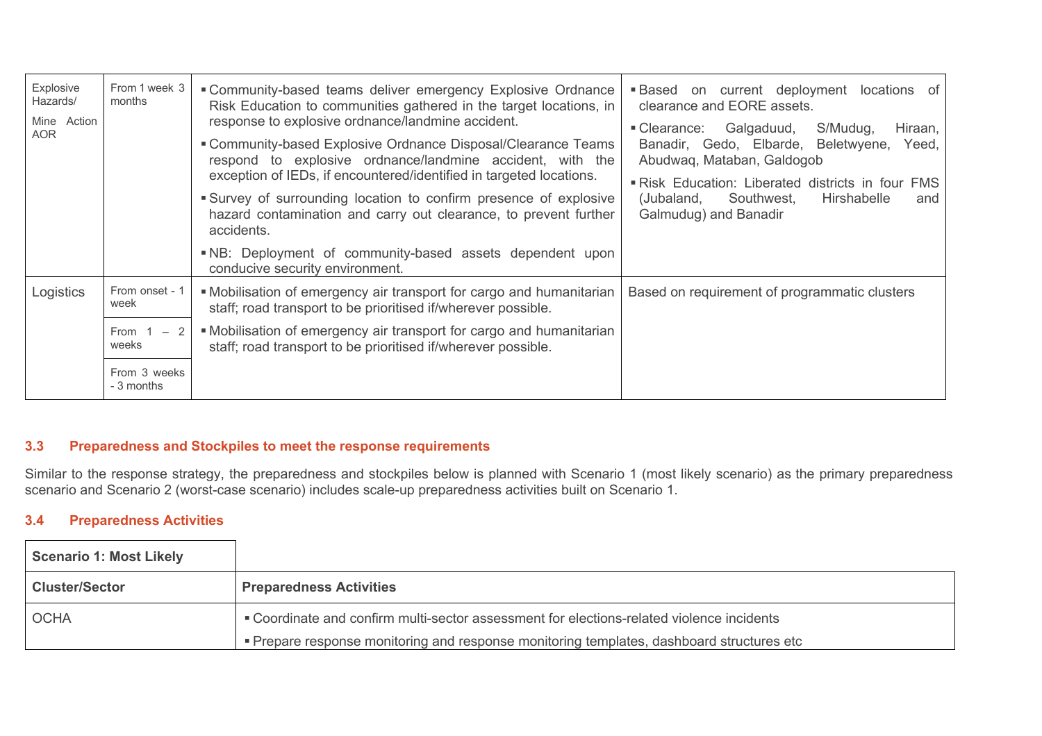| Explosive Hazards/ Mine Action AOR | From 1 week 3 months | ▪ Community-based teams deliver emergency Explosive Ordnance Risk Education to communities gathered in the target locations, in response to explosive ordnance/landmine accident.<br>▪ Community-based Explosive Ordnance Disposal/Clearance Teams respond to explosive ordnance/landmine accident, with the exception of IEDs, if encountered/identified in targeted locations.<br>▪ Survey of surrounding location to confirm presence of explosive hazard contamination and carry out clearance, to prevent further accidents.<br>▪ NB: Deployment of community-based assets dependent upon conducive security environment. | ▪ Based on current deployment locations of clearance and EORE assets.<br>▪ Clearance: Galgaduud, S/Mudug, Hiraan, Banadir, Gedo, Elbarde, Beletwyene, Yeed, Abudwaq, Mataban, Galdogob<br>▪ Risk Education: Liberated districts in four FMS (Jubaland, Southwest, Hirshabelle and Galmudug) and Banadir |
|---|---|---|---|
| Logistics | From onset - 1 week | ▪ Mobilisation of emergency air transport for cargo and humanitarian staff; road transport to be prioritised if/wherever possible. | Based on requirement of programmatic clusters |
| | From 1 – 2 weeks | ▪ Mobilisation of emergency air transport for cargo and humanitarian staff; road transport to be prioritised if/wherever possible. | |
| | From 3 weeks - 3 months | | |

### 3.3 Preparedness and Stockpiles to meet the response requirements

Similar to the response strategy, the preparedness and stockpiles below is planned with Scenario 1 (most likely scenario) as the primary preparedness scenario and Scenario 2 (worst-case scenario) includes scale-up preparedness activities built on Scenario 1.

### 3.4 Preparedness Activities

| **Scenario 1: Most Likely** | |
|---|---|
| **Cluster/Sector** | **Preparedness Activities** |
| OCHA | ▪ Coordinate and confirm multi-sector assessment for elections-related violence incidents<br>▪ Prepare response monitoring and response monitoring templates, dashboard structures etc |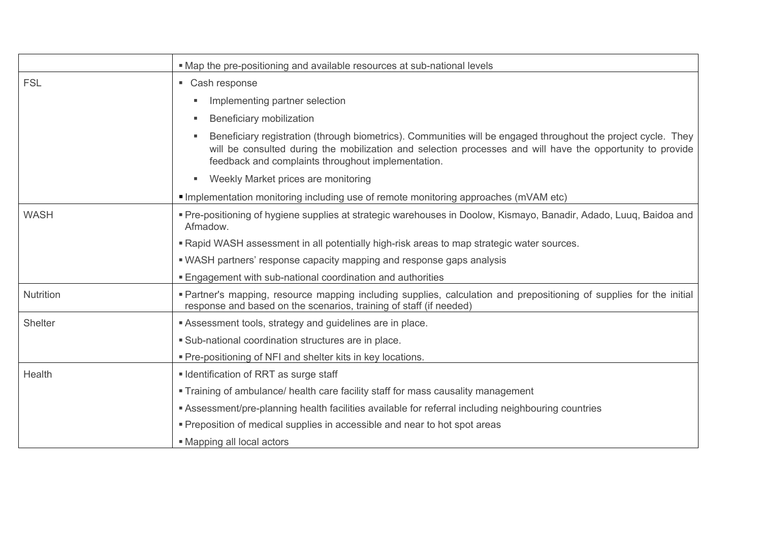| | |
|---|---|
| | ▪ Map the pre-positioning and available resources at sub-national levels |
| FSL | ▪ Cash response<br>▪ Implementing partner selection<br>▪ Beneficiary mobilization<br>▪ Beneficiary registration (through biometrics). Communities will be engaged throughout the project cycle. They will be consulted during the mobilization and selection processes and will have the opportunity to provide feedback and complaints throughout implementation.<br>▪ Weekly Market prices are monitoring<br>▪ Implementation monitoring including use of remote monitoring approaches (mVAM etc) |
| WASH | ▪ Pre-positioning of hygiene supplies at strategic warehouses in Doolow, Kismayo, Banadir, Adado, Luuq, Baidoa and Afmadow.<br>▪ Rapid WASH assessment in all potentially high-risk areas to map strategic water sources.<br>▪ WASH partners' response capacity mapping and response gaps analysis<br>▪ Engagement with sub-national coordination and authorities |
| Nutrition | ▪ Partner's mapping, resource mapping including supplies, calculation and prepositioning of supplies for the initial response and based on the scenarios, training of staff (if needed) |
| Shelter | ▪ Assessment tools, strategy and guidelines are in place.<br>▪ Sub-national coordination structures are in place.<br>▪ Pre-positioning of NFI and shelter kits in key locations. |
| Health | ▪ Identification of RRT as surge staff<br>▪ Training of ambulance/ health care facility staff for mass causality management<br>▪ Assessment/pre-planning health facilities available for referral including neighbouring countries<br>▪ Preposition of medical supplies in accessible and near to hot spot areas<br>▪ Mapping all local actors |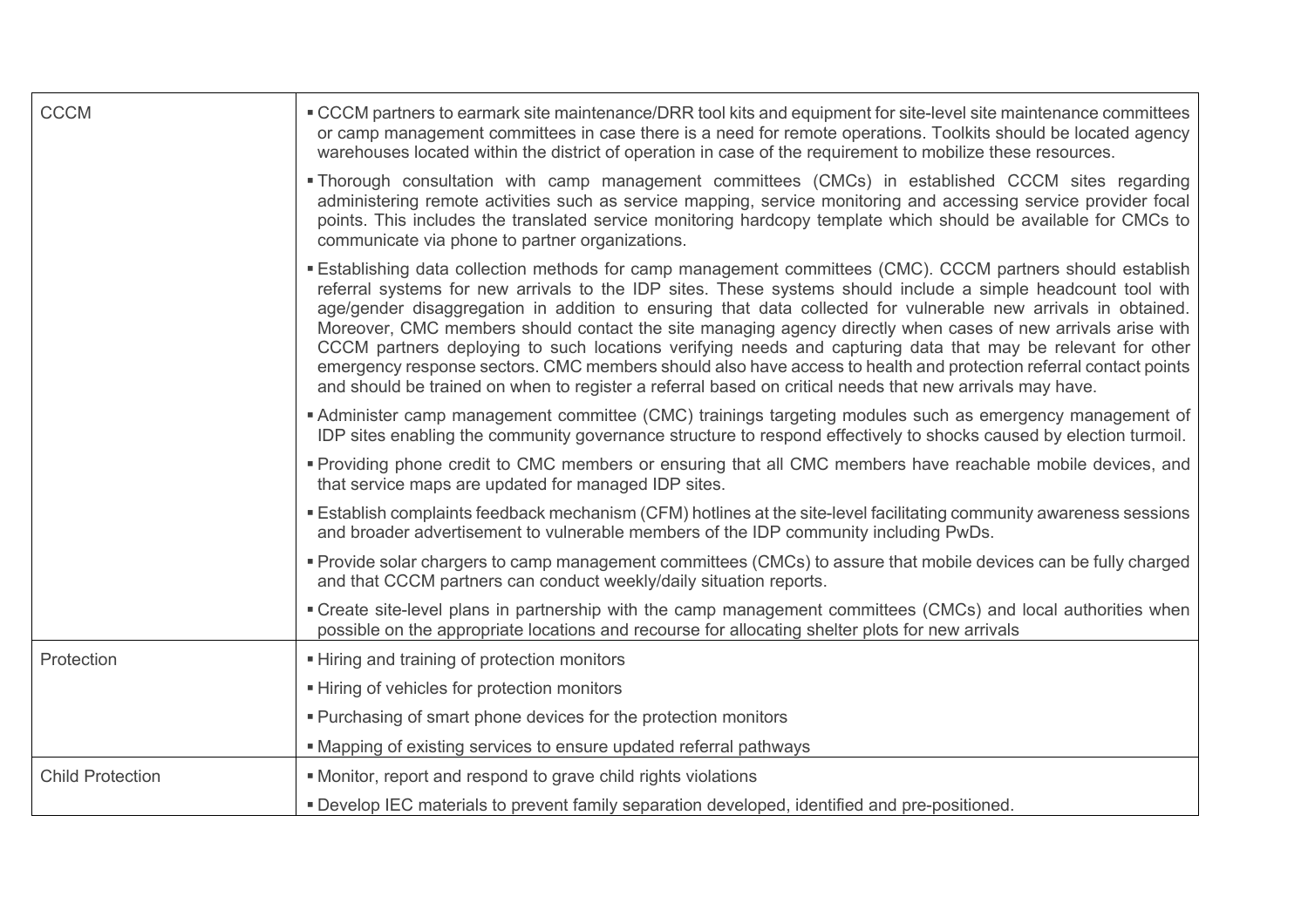| | |
|---|---|
| CCCM | ▪ CCCM partners to earmark site maintenance/DRR tool kits and equipment for site-level site maintenance committees or camp management committees in case there is a need for remote operations. Toolkits should be located agency warehouses located within the district of operation in case of the requirement to mobilize these resources. |
| | ▪ Thorough consultation with camp management committees (CMCs) in established CCCM sites regarding administering remote activities such as service mapping, service monitoring and accessing service provider focal points. This includes the translated service monitoring hardcopy template which should be available for CMCs to communicate via phone to partner organizations. |
| | ▪ Establishing data collection methods for camp management committees (CMC). CCCM partners should establish referral systems for new arrivals to the IDP sites. These systems should include a simple headcount tool with age/gender disaggregation in addition to ensuring that data collected for vulnerable new arrivals in obtained. Moreover, CMC members should contact the site managing agency directly when cases of new arrivals arise with CCCM partners deploying to such locations verifying needs and capturing data that may be relevant for other emergency response sectors. CMC members should also have access to health and protection referral contact points and should be trained on when to register a referral based on critical needs that new arrivals may have. |
| | ▪ Administer camp management committee (CMC) trainings targeting modules such as emergency management of IDP sites enabling the community governance structure to respond effectively to shocks caused by election turmoil. |
| | ▪ Providing phone credit to CMC members or ensuring that all CMC members have reachable mobile devices, and that service maps are updated for managed IDP sites. |
| | ▪ Establish complaints feedback mechanism (CFM) hotlines at the site-level facilitating community awareness sessions and broader advertisement to vulnerable members of the IDP community including PwDs. |
| | ▪ Provide solar chargers to camp management committees (CMCs) to assure that mobile devices can be fully charged and that CCCM partners can conduct weekly/daily situation reports. |
| | ▪ Create site-level plans in partnership with the camp management committees (CMCs) and local authorities when possible on the appropriate locations and recourse for allocating shelter plots for new arrivals |
| Protection | ▪ Hiring and training of protection monitors |
| | ▪ Hiring of vehicles for protection monitors |
| | ▪ Purchasing of smart phone devices for the protection monitors |
| | ▪ Mapping of existing services to ensure updated referral pathways |
| Child Protection | ▪ Monitor, report and respond to grave child rights violations |
| | ▪ Develop IEC materials to prevent family separation developed, identified and pre-positioned. |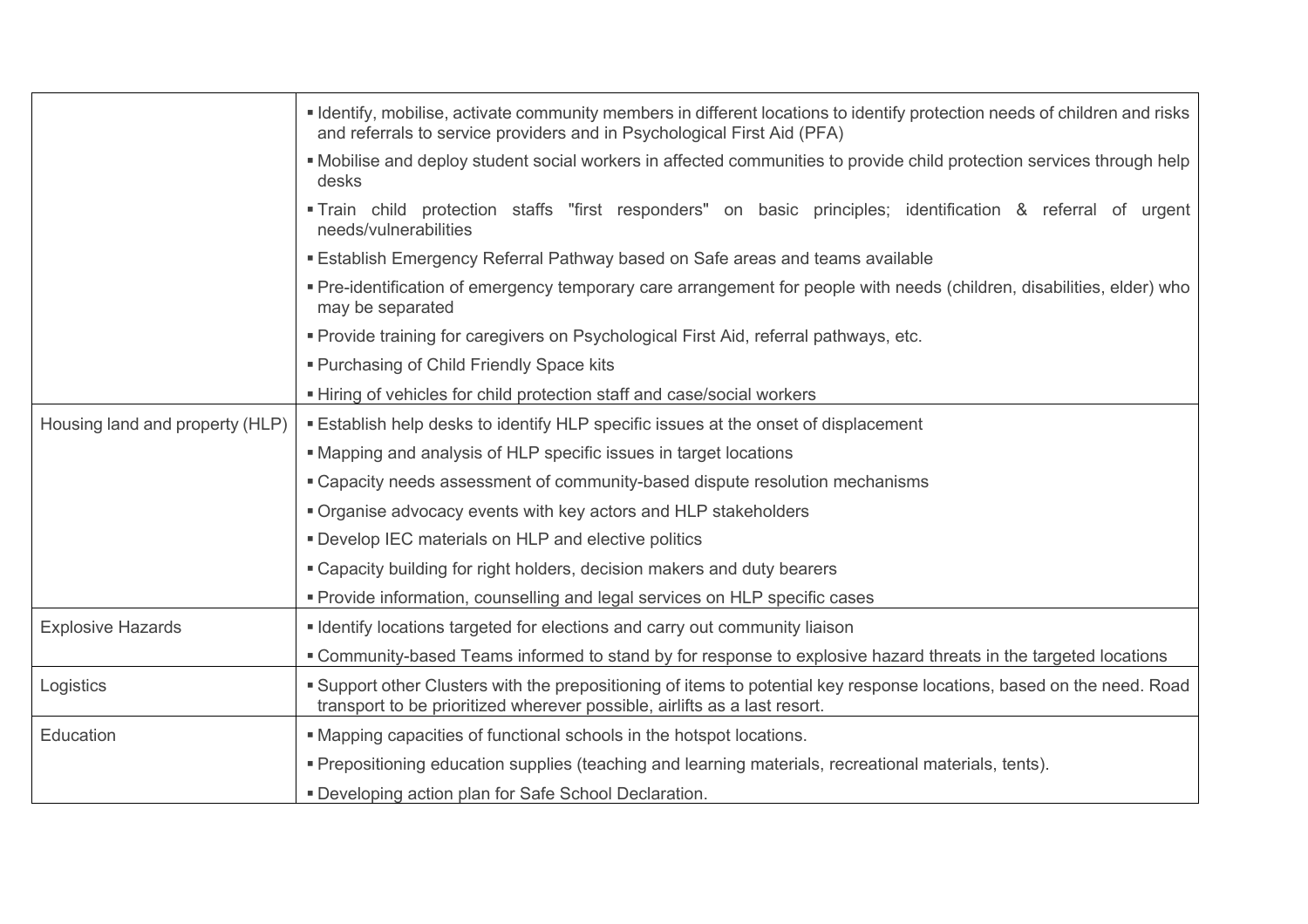| | |
|---|---|
| | ▪ Identify, mobilise, activate community members in different locations to identify protection needs of children and risks and referrals to service providers and in Psychological First Aid (PFA)<br>▪ Mobilise and deploy student social workers in affected communities to provide child protection services through help desks<br>▪ Train child protection staffs "first responders" on basic principles; identification & referral of urgent needs/vulnerabilities<br>▪ Establish Emergency Referral Pathway based on Safe areas and teams available<br>▪ Pre-identification of emergency temporary care arrangement for people with needs (children, disabilities, elder) who may be separated<br>▪ Provide training for caregivers on Psychological First Aid, referral pathways, etc.<br>▪ Purchasing of Child Friendly Space kits<br>▪ Hiring of vehicles for child protection staff and case/social workers |
| Housing land and property (HLP) | ▪ Establish help desks to identify HLP specific issues at the onset of displacement<br>▪ Mapping and analysis of HLP specific issues in target locations<br>▪ Capacity needs assessment of community-based dispute resolution mechanisms<br>▪ Organise advocacy events with key actors and HLP stakeholders<br>▪ Develop IEC materials on HLP and elective politics<br>▪ Capacity building for right holders, decision makers and duty bearers<br>▪ Provide information, counselling and legal services on HLP specific cases |
| Explosive Hazards | ▪ Identify locations targeted for elections and carry out community liaison<br>▪ Community-based Teams informed to stand by for response to explosive hazard threats in the targeted locations |
| Logistics | ▪ Support other Clusters with the prepositioning of items to potential key response locations, based on the need. Road transport to be prioritized wherever possible, airlifts as a last resort. |
| Education | ▪ Mapping capacities of functional schools in the hotspot locations.<br>▪ Prepositioning education supplies (teaching and learning materials, recreational materials, tents).<br>▪ Developing action plan for Safe School Declaration. |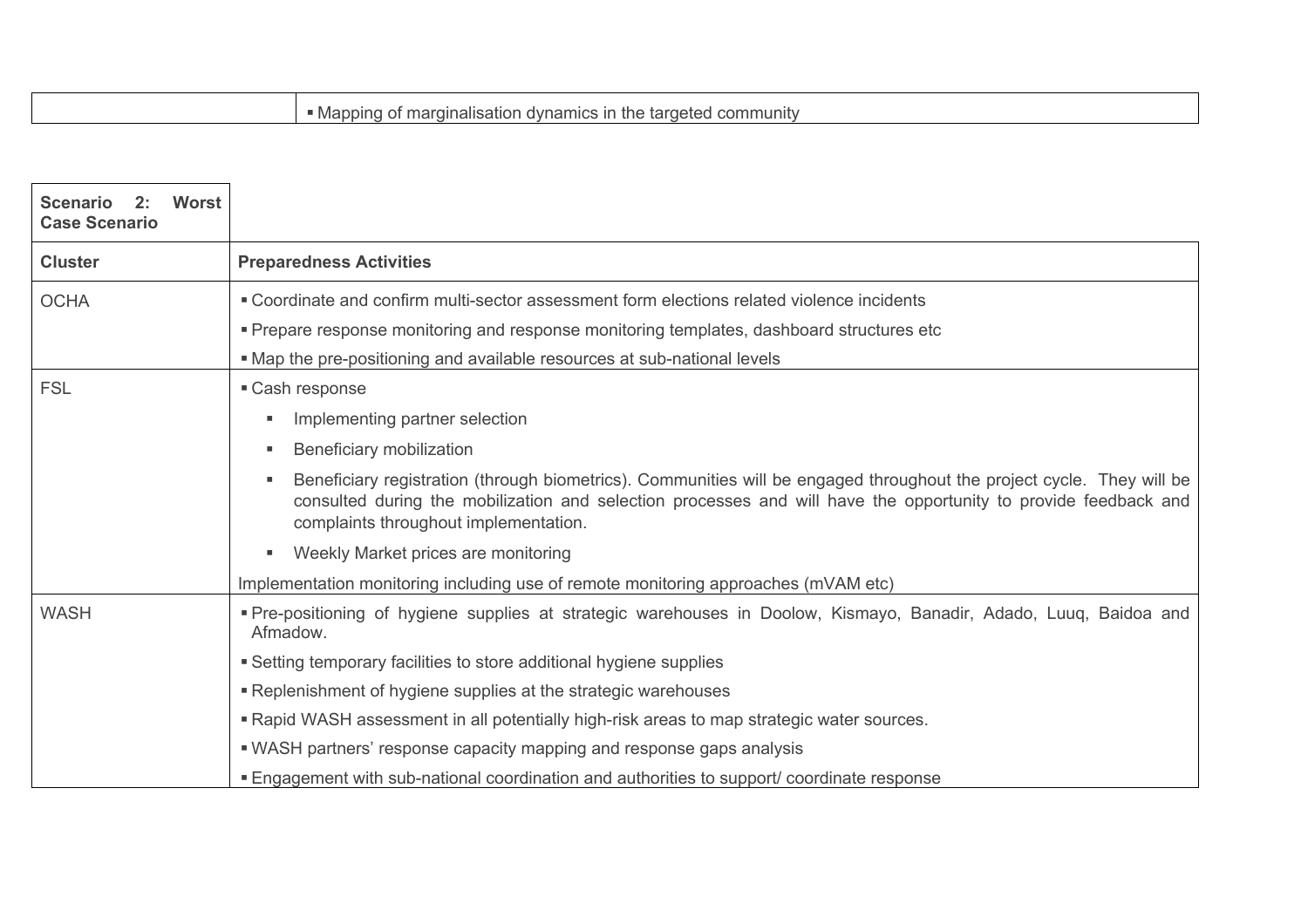| | |
|---|---|
| | ▪ Mapping of marginalisation dynamics in the targeted community |

| **Scenario 2: Worst Case Scenario** | |
|---|---|
| **Cluster** | **Preparedness Activities** |
| OCHA | ▪ Coordinate and confirm multi-sector assessment form elections related violence incidents<br>▪ Prepare response monitoring and response monitoring templates, dashboard structures etc<br>▪ Map the pre-positioning and available resources at sub-national levels |
| FSL | ▪ Cash response<br>▪ Implementing partner selection<br>▪ Beneficiary mobilization<br>▪ Beneficiary registration (through biometrics). Communities will be engaged throughout the project cycle. They will be consulted during the mobilization and selection processes and will have the opportunity to provide feedback and complaints throughout implementation.<br>▪ Weekly Market prices are monitoring<br>Implementation monitoring including use of remote monitoring approaches (mVAM etc) |
| WASH | ▪ Pre-positioning of hygiene supplies at strategic warehouses in Doolow, Kismayo, Banadir, Adado, Luuq, Baidoa and Afmadow.<br>▪ Setting temporary facilities to store additional hygiene supplies<br>▪ Replenishment of hygiene supplies at the strategic warehouses<br>▪ Rapid WASH assessment in all potentially high-risk areas to map strategic water sources.<br>▪ WASH partners' response capacity mapping and response gaps analysis<br>▪ Engagement with sub-national coordination and authorities to support/ coordinate response |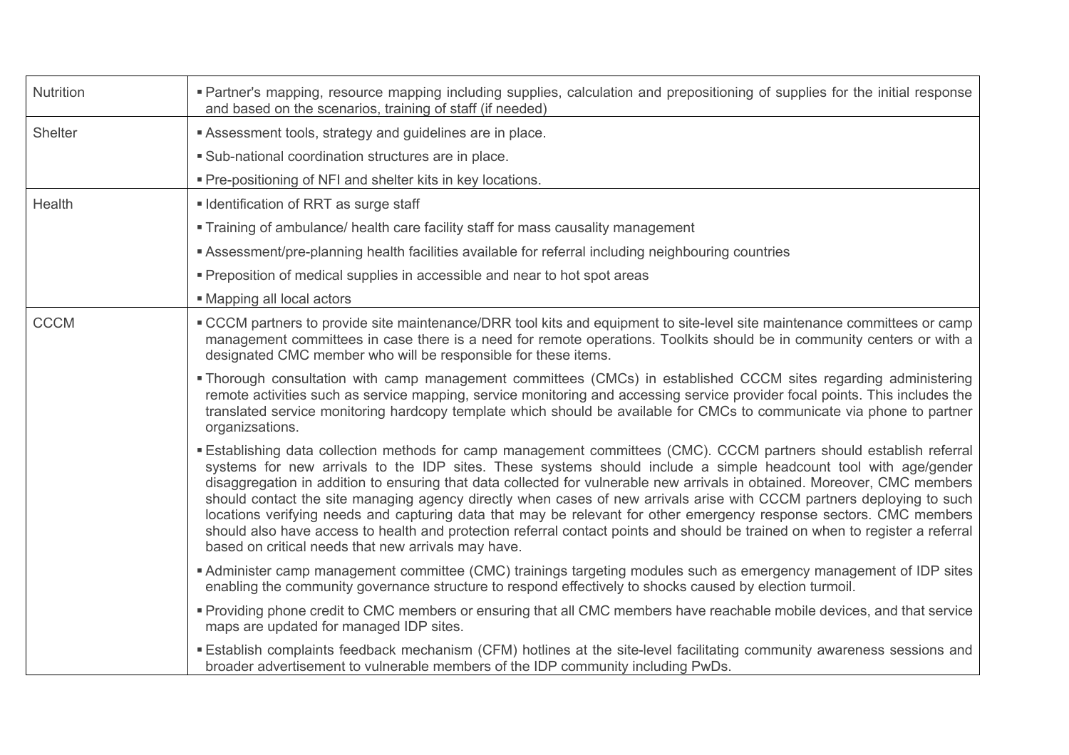| | |
|---|---|
| Nutrition | ▪ Partner's mapping, resource mapping including supplies, calculation and prepositioning of supplies for the initial response and based on the scenarios, training of staff (if needed) |
| Shelter | ▪ Assessment tools, strategy and guidelines are in place.<br>▪ Sub-national coordination structures are in place.<br>▪ Pre-positioning of NFI and shelter kits in key locations. |
| Health | ▪ Identification of RRT as surge staff<br>▪ Training of ambulance/ health care facility staff for mass causality management<br>▪ Assessment/pre-planning health facilities available for referral including neighbouring countries<br>▪ Preposition of medical supplies in accessible and near to hot spot areas<br>▪ Mapping all local actors |
| CCCM | ▪ CCCM partners to provide site maintenance/DRR tool kits and equipment to site-level site maintenance committees or camp management committees in case there is a need for remote operations. Toolkits should be in community centers or with a designated CMC member who will be responsible for these items.<br>▪ Thorough consultation with camp management committees (CMCs) in established CCCM sites regarding administering remote activities such as service mapping, service monitoring and accessing service provider focal points. This includes the translated service monitoring hardcopy template which should be available for CMCs to communicate via phone to partner organizsations.<br>▪ Establishing data collection methods for camp management committees (CMC). CCCM partners should establish referral systems for new arrivals to the IDP sites. These systems should include a simple headcount tool with age/gender disaggregation in addition to ensuring that data collected for vulnerable new arrivals in obtained. Moreover, CMC members should contact the site managing agency directly when cases of new arrivals arise with CCCM partners deploying to such locations verifying needs and capturing data that may be relevant for other emergency response sectors. CMC members should also have access to health and protection referral contact points and should be trained on when to register a referral based on critical needs that new arrivals may have.<br>▪ Administer camp management committee (CMC) trainings targeting modules such as emergency management of IDP sites enabling the community governance structure to respond effectively to shocks caused by election turmoil.<br>▪ Providing phone credit to CMC members or ensuring that all CMC members have reachable mobile devices, and that service maps are updated for managed IDP sites.<br>▪ Establish complaints feedback mechanism (CFM) hotlines at the site-level facilitating community awareness sessions and broader advertisement to vulnerable members of the IDP community including PwDs. |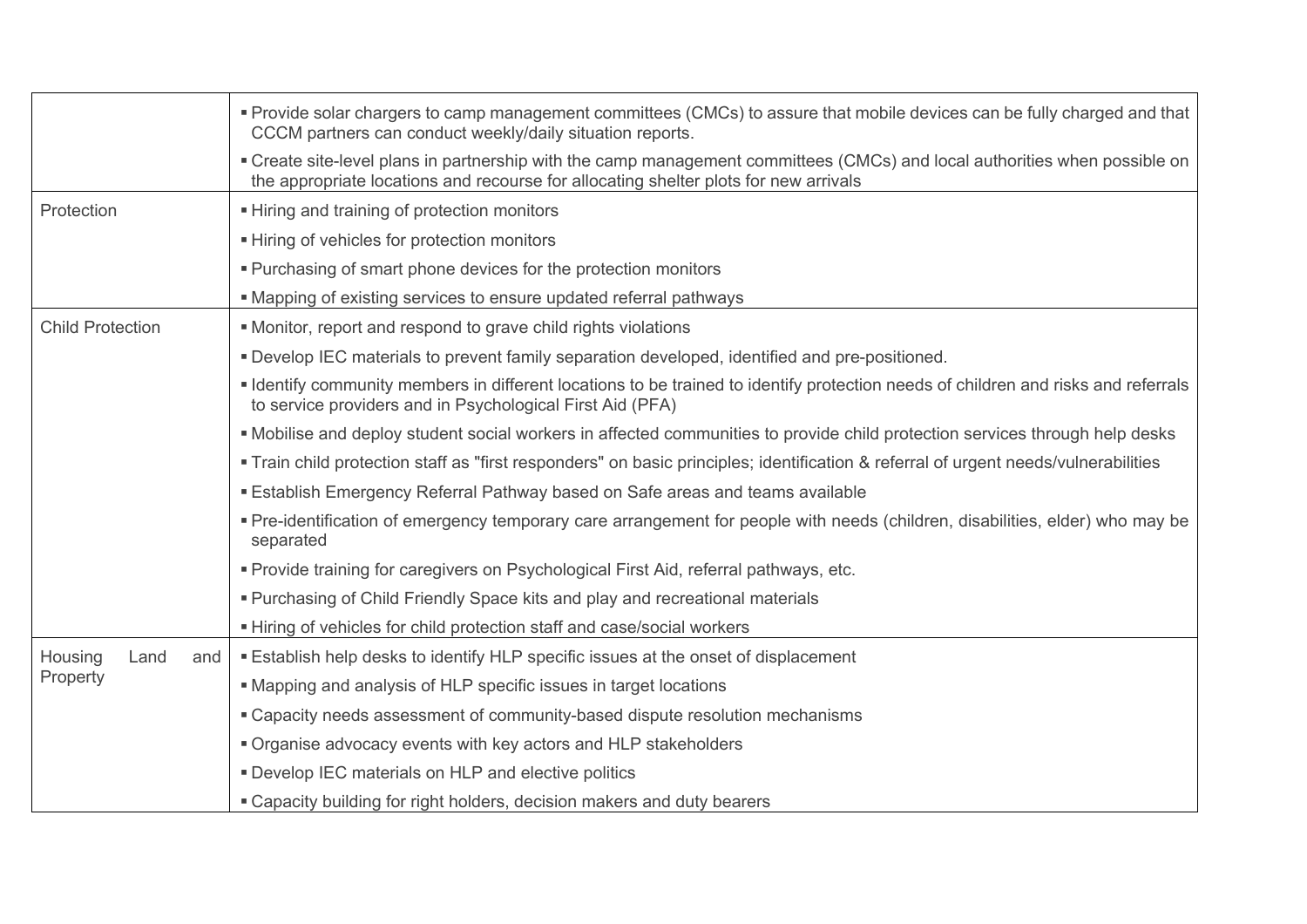| | |
|---|---|
| | ▪ Provide solar chargers to camp management committees (CMCs) to assure that mobile devices can be fully charged and that CCCM partners can conduct weekly/daily situation reports.<br>▪ Create site-level plans in partnership with the camp management committees (CMCs) and local authorities when possible on the appropriate locations and recourse for allocating shelter plots for new arrivals |
| Protection | ▪ Hiring and training of protection monitors<br>▪ Hiring of vehicles for protection monitors<br>▪ Purchasing of smart phone devices for the protection monitors<br>▪ Mapping of existing services to ensure updated referral pathways |
| Child Protection | ▪ Monitor, report and respond to grave child rights violations<br>▪ Develop IEC materials to prevent family separation developed, identified and pre-positioned.<br>▪ Identify community members in different locations to be trained to identify protection needs of children and risks and referrals to service providers and in Psychological First Aid (PFA)<br>▪ Mobilise and deploy student social workers in affected communities to provide child protection services through help desks<br>▪ Train child protection staff as "first responders" on basic principles; identification & referral of urgent needs/vulnerabilities<br>▪ Establish Emergency Referral Pathway based on Safe areas and teams available<br>▪ Pre-identification of emergency temporary care arrangement for people with needs (children, disabilities, elder) who may be separated<br>▪ Provide training for caregivers on Psychological First Aid, referral pathways, etc.<br>▪ Purchasing of Child Friendly Space kits and play and recreational materials<br>▪ Hiring of vehicles for child protection staff and case/social workers |
| Housing Land and Property | ▪ Establish help desks to identify HLP specific issues at the onset of displacement<br>▪ Mapping and analysis of HLP specific issues in target locations<br>▪ Capacity needs assessment of community-based dispute resolution mechanisms<br>▪ Organise advocacy events with key actors and HLP stakeholders<br>▪ Develop IEC materials on HLP and elective politics<br>▪ Capacity building for right holders, decision makers and duty bearers |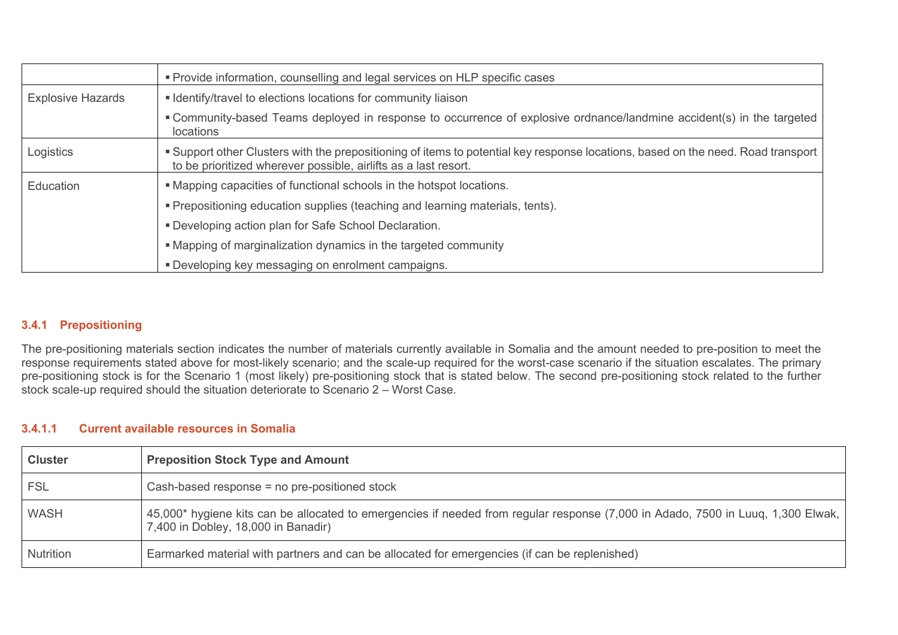| | |
|---|---|
| | ▪ Provide information, counselling and legal services on HLP specific cases |
| Explosive Hazards | ▪ Identify/travel to elections locations for community liaison<br>▪ Community-based Teams deployed in response to occurrence of explosive ordnance/landmine accident(s) in the targeted locations |
| Logistics | ▪ Support other Clusters with the prepositioning of items to potential key response locations, based on the need. Road transport to be prioritized wherever possible, airlifts as a last resort. |
| Education | ▪ Mapping capacities of functional schools in the hotspot locations.<br>▪ Prepositioning education supplies (teaching and learning materials, tents).<br>▪ Developing action plan for Safe School Declaration.<br>▪ Mapping of marginalization dynamics in the targeted community<br>▪ Developing key messaging on enrolment campaigns. |

#### 3.4.1 Prepositioning

The pre-positioning materials section indicates the number of materials currently available in Somalia and the amount needed to pre-position to meet the response requirements stated above for most-likely scenario; and the scale-up required for the worst-case scenario if the situation escalates. The primary pre-positioning stock is for the Scenario 1 (most likely) pre-positioning stock that is stated below. The second pre-positioning stock related to the further stock scale-up required should the situation deteriorate to Scenario 2 – Worst Case.

##### 3.4.1.1 Current available resources in Somalia

| Cluster | Preposition Stock Type and Amount |
|---|---|
| FSL | Cash-based response = no pre-positioned stock |
| WASH | 45,000* hygiene kits can be allocated to emergencies if needed from regular response (7,000 in Adado, 7500 in Luuq, 1,300 Elwak, 7,400 in Dobley, 18,000 in Banadir) |
| Nutrition | Earmarked material with partners and can be allocated for emergencies (if can be replenished) |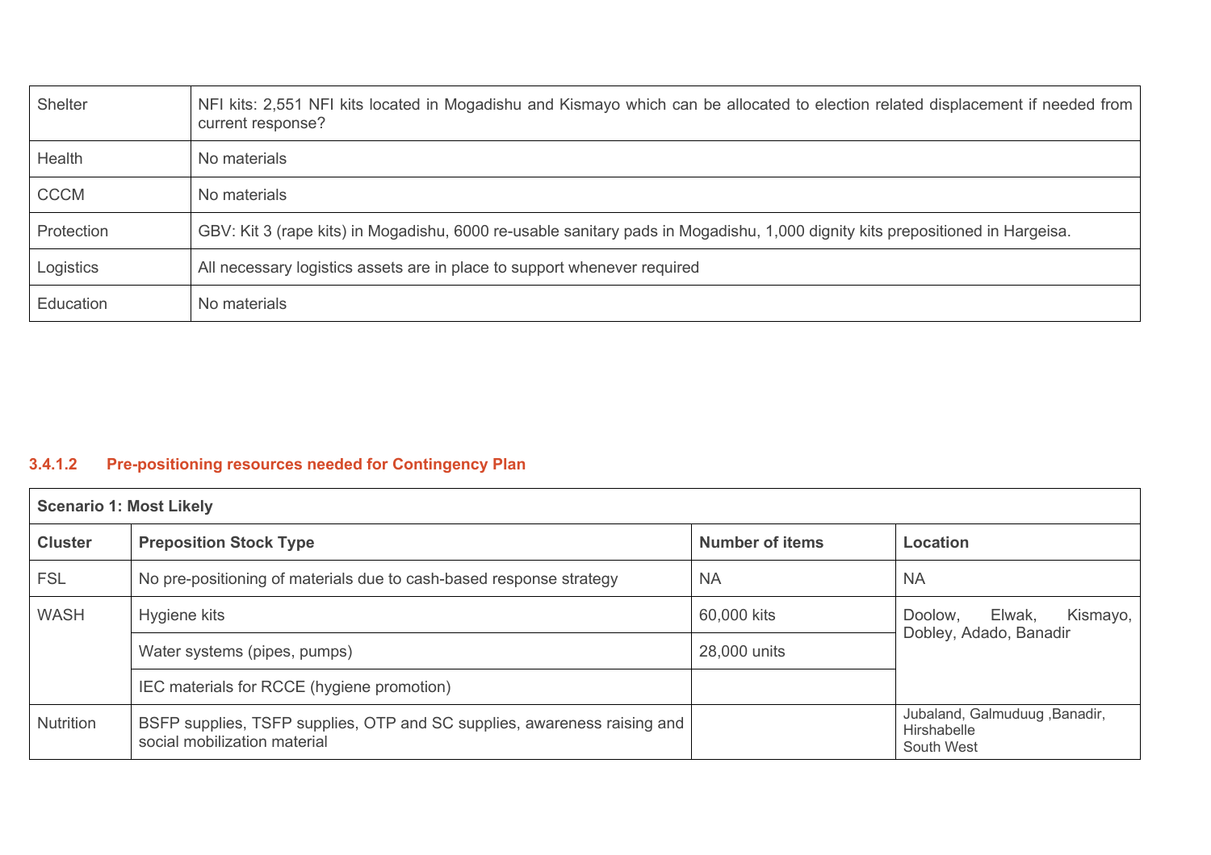| Shelter | NFI kits: 2,551 NFI kits located in Mogadishu and Kismayo which can be allocated to election related displacement if needed from current response? |
|---|---|
| Health | No materials |
| CCCM | No materials |
| Protection | GBV: Kit 3 (rape kits) in Mogadishu, 6000 re-usable sanitary pads in Mogadishu, 1,000 dignity kits prepositioned in Hargeisa. |
| Logistics | All necessary logistics assets are in place to support whenever required |
| Education | No materials |

#### 3.4.1.2 Pre-positioning resources needed for Contingency Plan

| **Scenario 1: Most Likely** | | | |
|---|---|---|---|
| **Cluster** | **Preposition Stock Type** | **Number of items** | **Location** |
| FSL | No pre-positioning of materials due to cash-based response strategy | NA | NA |
| WASH | Hygiene kits | 60,000 kits | Doolow, Elwak, Kismayo, Dobley, Adado, Banadir |
| | Water systems (pipes, pumps) | 28,000 units | |
| | IEC materials for RCCE (hygiene promotion) | | |
| Nutrition | BSFP supplies, TSFP supplies, OTP and SC supplies, awareness raising and social mobilization material | | Jubaland, Galmuduug ,Banadir, Hirshabelle South West |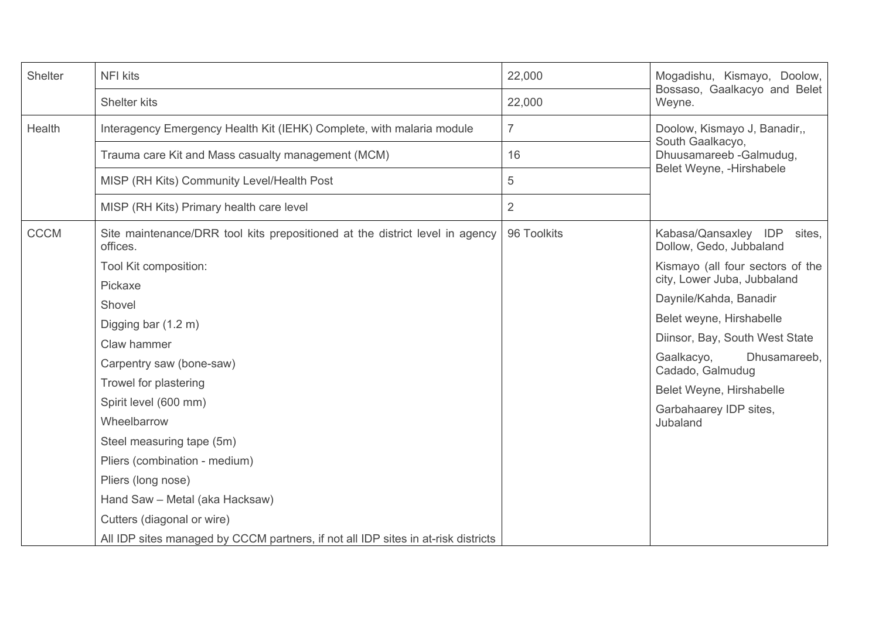| | | | |
|---|---|---|---|
| Shelter | NFI kits | 22,000 | Mogadishu, Kismayo, Doolow, Bossaso, Gaalkacyo and Belet Weyne. |
| | Shelter kits | 22,000 | |
| Health | Interagency Emergency Health Kit (IEHK) Complete, with malaria module | 7 | Doolow, Kismayo J, Banadir,, South Gaalkacyo, Dhuusamareeb -Galmudug, Belet Weyne, -Hirshabele |
| | Trauma care Kit and Mass casualty management (MCM) | 16 | |
| | MISP (RH Kits) Community Level/Health Post | 5 | |
| | MISP (RH Kits) Primary health care level | 2 | |
| CCCM | Site maintenance/DRR tool kits prepositioned at the district level in agency offices.<br>Tool Kit composition:<br>Pickaxe<br>Shovel<br>Digging bar (1.2 m)<br>Claw hammer<br>Carpentry saw (bone-saw)<br>Trowel for plastering<br>Spirit level (600 mm)<br>Wheelbarrow<br>Steel measuring tape (5m)<br>Pliers (combination - medium)<br>Pliers (long nose)<br>Hand Saw – Metal (aka Hacksaw)<br>Cutters (diagonal or wire)<br>All IDP sites managed by CCCM partners, if not all IDP sites in at-risk districts | 96 Toolkits | Kabasa/Qansaxley IDP sites, Dollow, Gedo, Jubbaland<br>Kismayo (all four sectors of the city, Lower Juba, Jubbaland<br>Daynile/Kahda, Banadir<br>Belet weyne, Hirshabelle<br>Diinsor, Bay, South West State<br>Gaalkacyo, Dhusamareeb, Cadado, Galmudug<br>Belet Weyne, Hirshabelle<br>Garbahaarey IDP sites, Jubaland |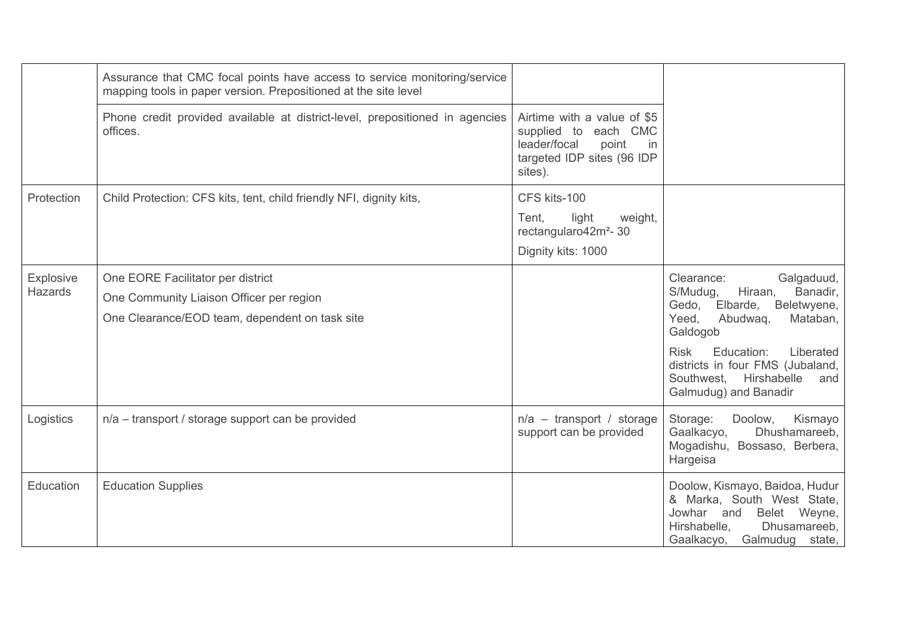| | | | |
|---|---|---|---|
| | Assurance that CMC focal points have access to service monitoring/service mapping tools in paper version. Prepositioned at the site level | | |
| | Phone credit provided available at district-level, prepositioned in agencies offices. | Airtime with a value of $5 supplied to each CMC leader/focal point in targeted IDP sites (96 IDP sites). | |
| Protection | Child Protection: CFS kits, tent, child friendly NFI, dignity kits, | CFS kits-100<br>Tent, light weight, rectangularo42m²- 30<br>Dignity kits: 1000 | |
| Explosive Hazards | One EORE Facilitator per district<br>One Community Liaison Officer per region<br>One Clearance/EOD team, dependent on task site | | Clearance: Galgaduud, S/Mudug, Hiraan, Banadir, Gedo, Elbarde, Beletwyene, Yeed, Abudwaq, Mataban, Galdogob<br>Risk Education: Liberated districts in four FMS (Jubaland, Southwest, Hirshabelle and Galmudug) and Banadir |
| Logistics | n/a – transport / storage support can be provided | n/a – transport / storage support can be provided | Storage: Doolow, Kismayo Gaalkacyo, Dhushamareeb, Mogadishu, Bossaso, Berbera, Hargeisa |
| Education | Education Supplies | | Doolow, Kismayo, Baidoa, Hudur & Marka, South West State, Jowhar and Belet Weyne, Hirshabelle, Dhusamareeb, Gaalkacyo, Galmudug state, |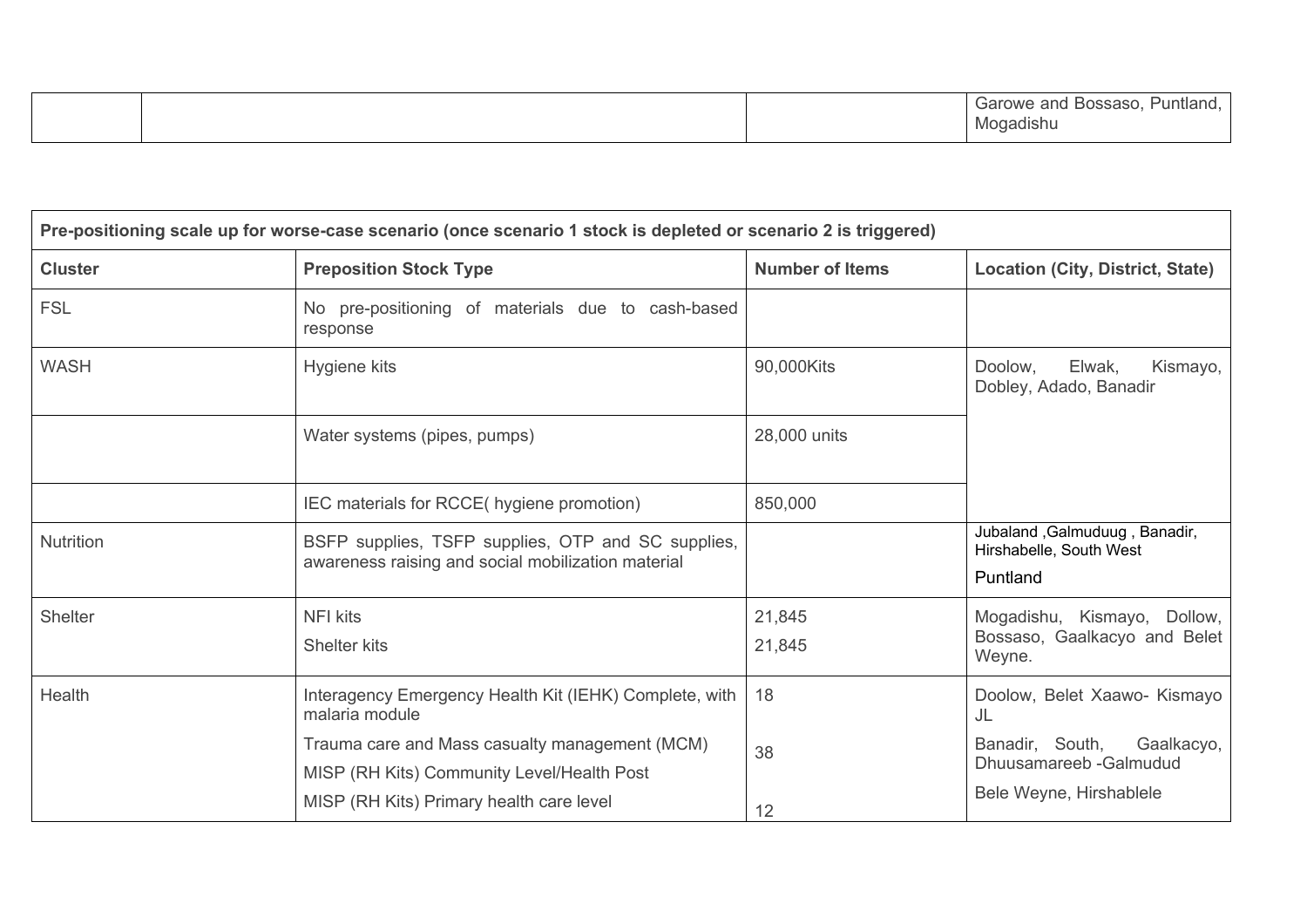| | | | Garowe and Bossaso, Puntland, Mogadishu |
|---|---|---|---|

| Pre-positioning scale up for worse-case scenario (once scenario 1 stock is depleted or scenario 2 is triggered) | | | |
|---|---|---|---|
| **Cluster** | **Preposition Stock Type** | **Number of Items** | **Location (City, District, State)** |
| FSL | No pre-positioning of materials due to cash-based response | | |
| WASH | Hygiene kits | 90,000Kits | Doolow, Elwak, Kismayo, Dobley, Adado, Banadir |
| | Water systems (pipes, pumps) | 28,000 units | |
| | IEC materials for RCCE( hygiene promotion) | 850,000 | |
| Nutrition | BSFP supplies, TSFP supplies, OTP and SC supplies, awareness raising and social mobilization material | | Jubaland ,Galmuduug , Banadir, Hirshabelle, South West<br>Puntland |
| Shelter | NFI kits<br>Shelter kits | 21,845<br>21,845 | Mogadishu, Kismayo, Dollow, Bossaso, Gaalkacyo and Belet Weyne. |
| Health | Interagency Emergency Health Kit (IEHK) Complete, with malaria module<br>Trauma care and Mass casualty management (MCM)<br>MISP (RH Kits) Community Level/Health Post<br>MISP (RH Kits) Primary health care level | 18<br>38<br>12 | Doolow, Belet Xaawo- Kismayo JL<br>Banadir, South, Gaalkacyo, Dhuusamareeb -Galmudud<br>Bele Weyne, Hirshablele |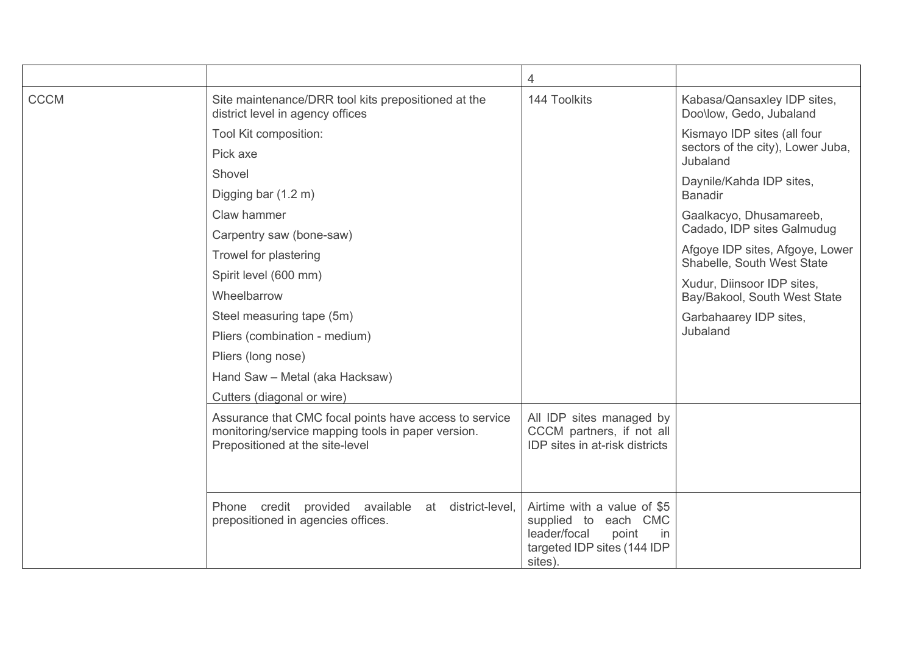| | | 4 | |
|---|---|---|---|
| CCCM | Site maintenance/DRR tool kits prepositioned at the district level in agency offices<br>Tool Kit composition:<br>Pick axe<br>Shovel<br>Digging bar (1.2 m)<br>Claw hammer<br>Carpentry saw (bone-saw)<br>Trowel for plastering<br>Spirit level (600 mm)<br>Wheelbarrow<br>Steel measuring tape (5m)<br>Pliers (combination - medium)<br>Pliers (long nose)<br>Hand Saw – Metal (aka Hacksaw)<br>Cutters (diagonal or wire) | 144 Toolkits | Kabasa/Qansaxley IDP sites, Doo\low, Gedo, Jubaland<br>Kismayo IDP sites (all four sectors of the city), Lower Juba, Jubaland<br>Daynile/Kahda IDP sites, Banadir<br>Gaalkacyo, Dhusamareeb, Cadado, IDP sites Galmudug<br>Afgoye IDP sites, Afgoye, Lower Shabelle, South West State<br>Xudur, Diinsoor IDP sites, Bay/Bakool, South West State<br>Garbahaarey IDP sites, Jubaland |
| | Assurance that CMC focal points have access to service monitoring/service mapping tools in paper version. Prepositioned at the site-level | All IDP sites managed by CCCM partners, if not all IDP sites in at-risk districts | |
| | Phone credit provided available at district-level, prepositioned in agencies offices. | Airtime with a value of $5 supplied to each CMC leader/focal point in targeted IDP sites (144 IDP sites). | |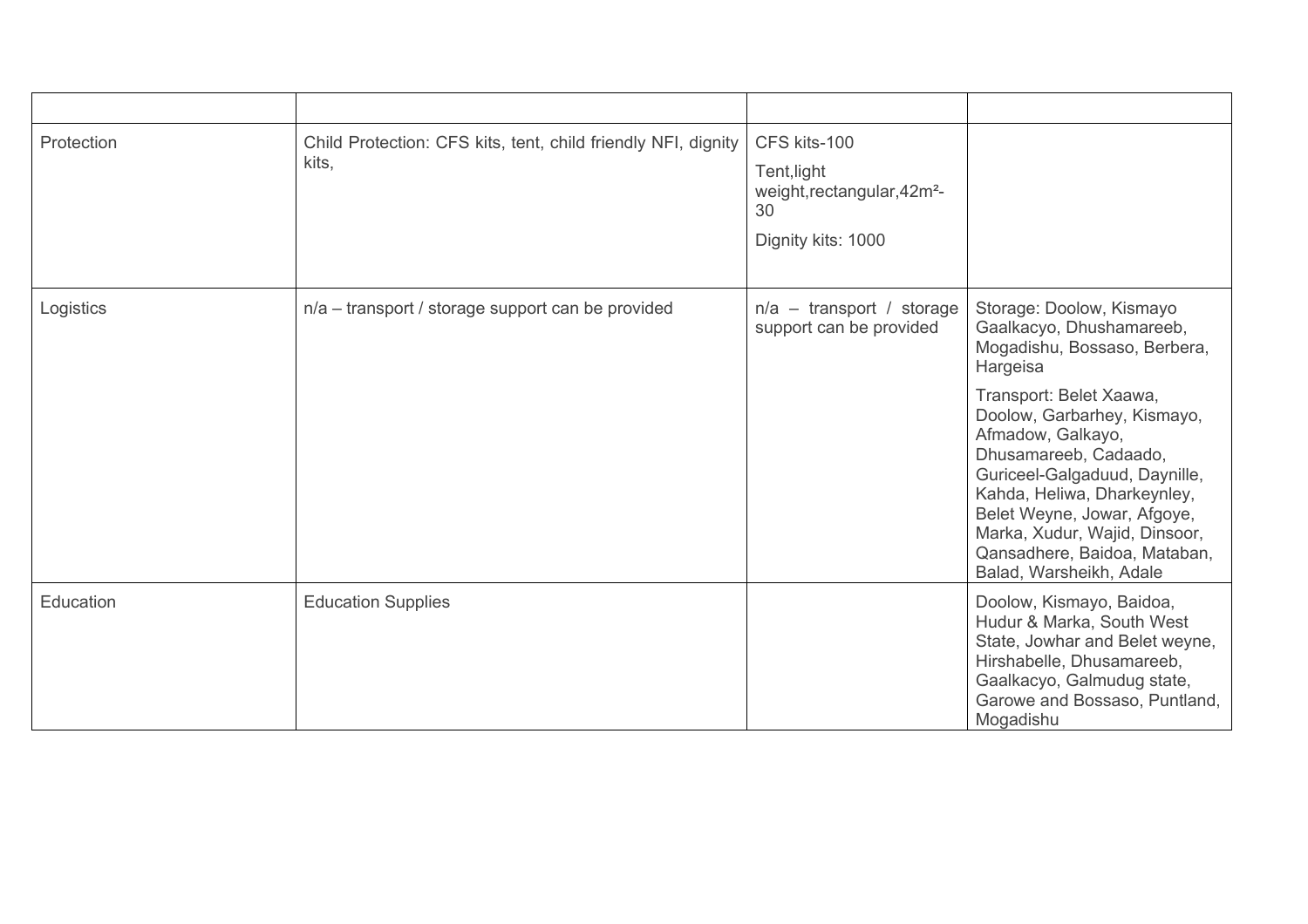| | | | |
|---|---|---|---|
| Protection | Child Protection: CFS kits, tent, child friendly NFI, dignity kits, | CFS kits-100<br>Tent,light weight,rectangular,42m²-30<br>Dignity kits: 1000 | |
| Logistics | n/a – transport / storage support can be provided | n/a – transport / storage support can be provided | Storage: Doolow, Kismayo Gaalkacyo, Dhushamareeb, Mogadishu, Bossaso, Berbera, Hargeisa<br>Transport: Belet Xaawa, Doolow, Garbarhey, Kismayo, Afmadow, Galkayo, Dhusamareeb, Cadaado, Guriceel-Galgaduud, Daynille, Kahda, Heliwa, Dharkeynley, Belet Weyne, Jowar, Afgoye, Marka, Xudur, Wajid, Dinsoor, Qansadhere, Baidoa, Mataban, Balad, Warsheikh, Adale |
| Education | Education Supplies | | Doolow, Kismayo, Baidoa, Hudur & Marka, South West State, Jowhar and Belet weyne, Hirshabelle, Dhusamareeb, Gaalkacyo, Galmudug state, Garowe and Bossaso, Puntland, Mogadishu |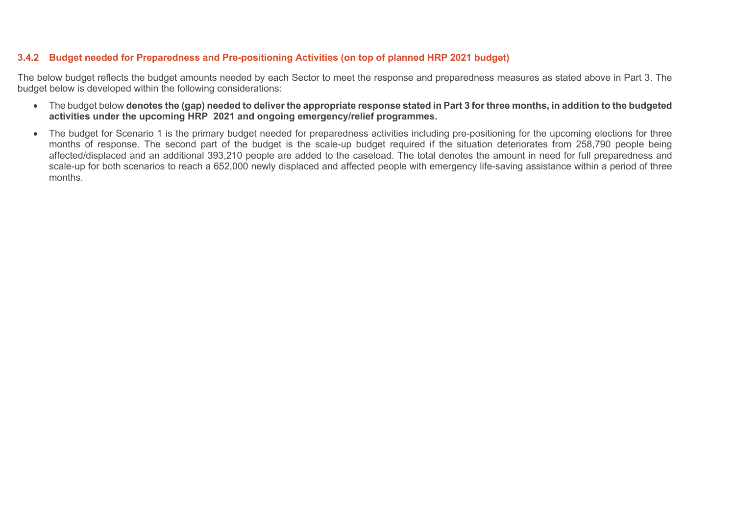### 3.4.2 Budget needed for Preparedness and Pre-positioning Activities (on top of planned HRP 2021 budget)

The below budget reflects the budget amounts needed by each Sector to meet the response and preparedness measures as stated above in Part 3. The budget below is developed within the following considerations:

- The budget below **denotes the (gap) needed to deliver the appropriate response stated in Part 3 for three months, in addition to the budgeted activities under the upcoming HRP 2021 and ongoing emergency/relief programmes.**
- The budget for Scenario 1 is the primary budget needed for preparedness activities including pre-positioning for the upcoming elections for three months of response. The second part of the budget is the scale-up budget required if the situation deteriorates from 258,790 people being affected/displaced and an additional 393,210 people are added to the caseload. The total denotes the amount in need for full preparedness and scale-up for both scenarios to reach a 652,000 newly displaced and affected people with emergency life-saving assistance within a period of three months.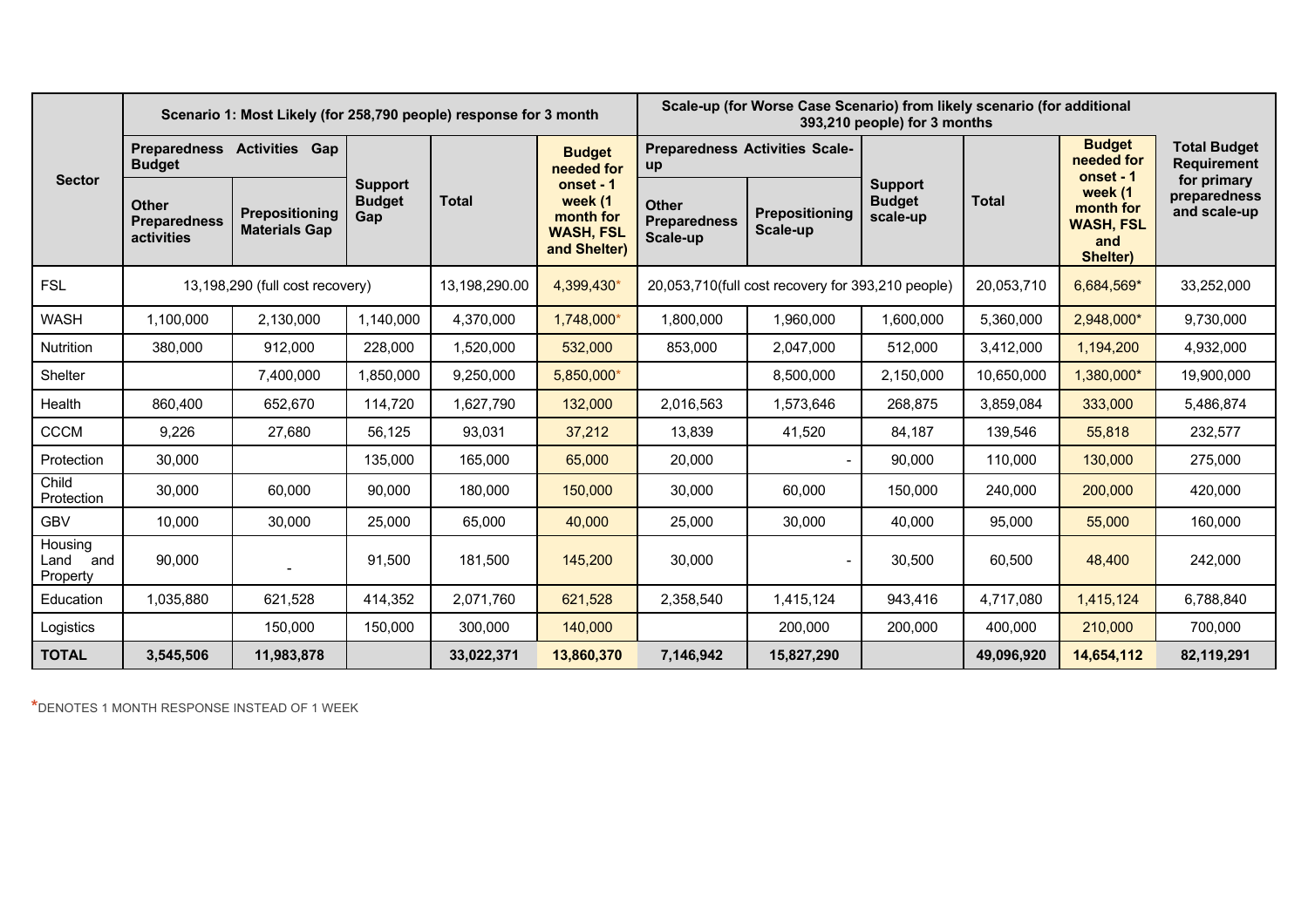| Sector | Scenario 1: Most Likely (for 258,790 people) response for 3 month | | | | | Scale-up (for Worse Case Scenario) from likely scenario (for additional 393,210 people) for 3 months | | | | | Total Budget Requirement for primary preparedness and scale-up |
|---|---|---|---|---|---|---|---|---|---|---|---|
| | Preparedness Activities Gap Budget | | Support Budget Gap | Total | Budget needed for onset - 1 week (1 month for WASH, FSL and Shelter) | Preparedness Activities Scale-up | | Support Budget scale-up | Total | Budget needed for onset - 1 week (1 month for WASH, FSL and Shelter) | |
| | Other Preparedness activities | Prepositioning Materials Gap | | | | Other Preparedness Scale-up | Prepositioning Scale-up | | | | |
| FSL | 13,198,290 (full cost recovery) | | | 13,198,290.00 | 4,399,430* | 20,053,710(full cost recovery for 393,210 people) | | | 20,053,710 | 6,684,569* | 33,252,000 |
| WASH | 1,100,000 | 2,130,000 | 1,140,000 | 4,370,000 | 1,748,000* | 1,800,000 | 1,960,000 | 1,600,000 | 5,360,000 | 2,948,000* | 9,730,000 |
| Nutrition | 380,000 | 912,000 | 228,000 | 1,520,000 | 532,000 | 853,000 | 2,047,000 | 512,000 | 3,412,000 | 1,194,200 | 4,932,000 |
| Shelter | | 7,400,000 | 1,850,000 | 9,250,000 | 5,850,000* | | 8,500,000 | 2,150,000 | 10,650,000 | 1,380,000* | 19,900,000 |
| Health | 860,400 | 652,670 | 114,720 | 1,627,790 | 132,000 | 2,016,563 | 1,573,646 | 268,875 | 3,859,084 | 333,000 | 5,486,874 |
| CCCM | 9,226 | 27,680 | 56,125 | 93,031 | 37,212 | 13,839 | 41,520 | 84,187 | 139,546 | 55,818 | 232,577 |
| Protection | 30,000 | | 135,000 | 165,000 | 65,000 | 20,000 | - | 90,000 | 110,000 | 130,000 | 275,000 |
| Child Protection | 30,000 | 60,000 | 90,000 | 180,000 | 150,000 | 30,000 | 60,000 | 150,000 | 240,000 | 200,000 | 420,000 |
| GBV | 10,000 | 30,000 | 25,000 | 65,000 | 40,000 | 25,000 | 30,000 | 40,000 | 95,000 | 55,000 | 160,000 |
| Housing Land and Property | 90,000 | - | 91,500 | 181,500 | 145,200 | 30,000 | - | 30,500 | 60,500 | 48,400 | 242,000 |
| Education | 1,035,880 | 621,528 | 414,352 | 2,071,760 | 621,528 | 2,358,540 | 1,415,124 | 943,416 | 4,717,080 | 1,415,124 | 6,788,840 |
| Logistics | | 150,000 | 150,000 | 300,000 | 140,000 | | 200,000 | 200,000 | 400,000 | 210,000 | 700,000 |
| **TOTAL** | **3,545,506** | **11,983,878** | | **33,022,371** | **13,860,370** | **7,146,942** | **15,827,290** | | **49,096,920** | **14,654,112** | **82,119,291** |

*DENOTES 1 MONTH RESPONSE INSTEAD OF 1 WEEK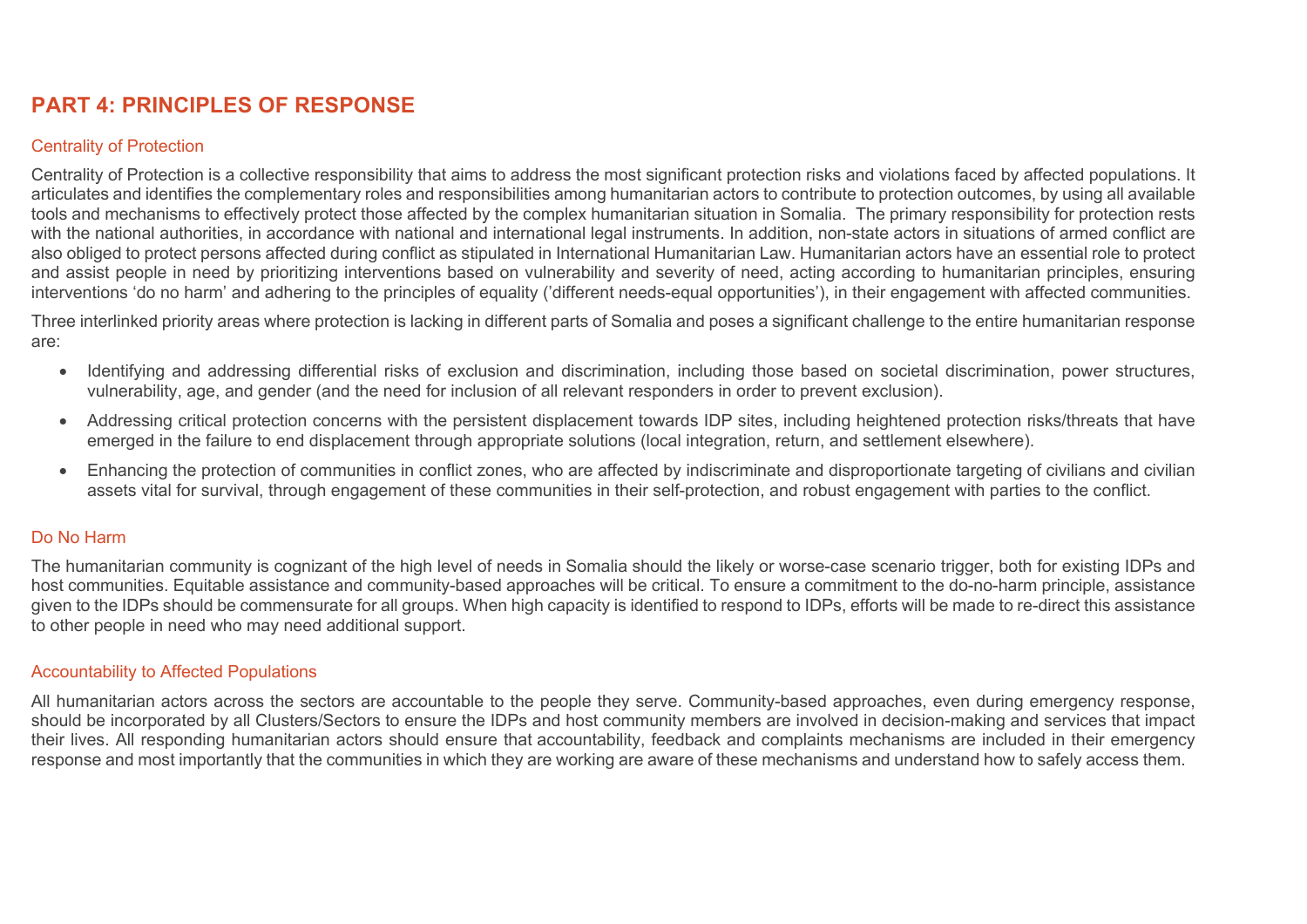# PART 4: PRINCIPLES OF RESPONSE

## Centrality of Protection

Centrality of Protection is a collective responsibility that aims to address the most significant protection risks and violations faced by affected populations. It articulates and identifies the complementary roles and responsibilities among humanitarian actors to contribute to protection outcomes, by using all available tools and mechanisms to effectively protect those affected by the complex humanitarian situation in Somalia. The primary responsibility for protection rests with the national authorities, in accordance with national and international legal instruments. In addition, non-state actors in situations of armed conflict are also obliged to protect persons affected during conflict as stipulated in International Humanitarian Law. Humanitarian actors have an essential role to protect and assist people in need by prioritizing interventions based on vulnerability and severity of need, acting according to humanitarian principles, ensuring interventions 'do no harm' and adhering to the principles of equality ('different needs-equal opportunities'), in their engagement with affected communities.

Three interlinked priority areas where protection is lacking in different parts of Somalia and poses a significant challenge to the entire humanitarian response are:

- Identifying and addressing differential risks of exclusion and discrimination, including those based on societal discrimination, power structures, vulnerability, age, and gender (and the need for inclusion of all relevant responders in order to prevent exclusion).
- Addressing critical protection concerns with the persistent displacement towards IDP sites, including heightened protection risks/threats that have emerged in the failure to end displacement through appropriate solutions (local integration, return, and settlement elsewhere).
- Enhancing the protection of communities in conflict zones, who are affected by indiscriminate and disproportionate targeting of civilians and civilian assets vital for survival, through engagement of these communities in their self-protection, and robust engagement with parties to the conflict.

## Do No Harm

The humanitarian community is cognizant of the high level of needs in Somalia should the likely or worse-case scenario trigger, both for existing IDPs and host communities. Equitable assistance and community-based approaches will be critical. To ensure a commitment to the do-no-harm principle, assistance given to the IDPs should be commensurate for all groups. When high capacity is identified to respond to IDPs, efforts will be made to re-direct this assistance to other people in need who may need additional support.

## Accountability to Affected Populations

All humanitarian actors across the sectors are accountable to the people they serve. Community-based approaches, even during emergency response, should be incorporated by all Clusters/Sectors to ensure the IDPs and host community members are involved in decision-making and services that impact their lives. All responding humanitarian actors should ensure that accountability, feedback and complaints mechanisms are included in their emergency response and most importantly that the communities in which they are working are aware of these mechanisms and understand how to safely access them.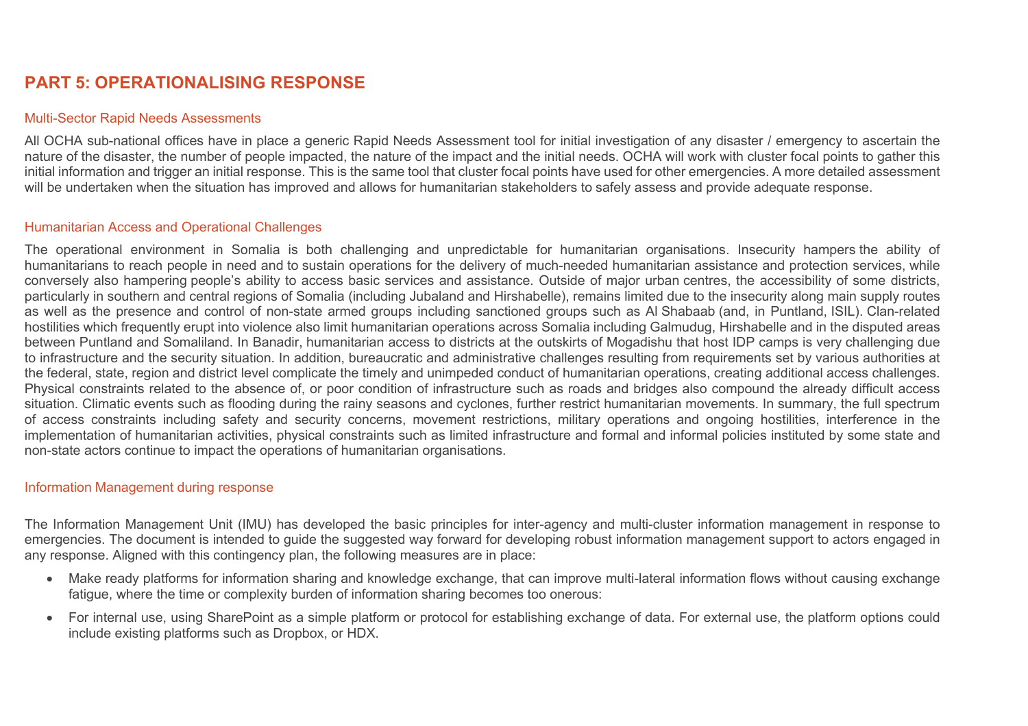# PART 5: OPERATIONALISING RESPONSE

## Multi-Sector Rapid Needs Assessments

All OCHA sub-national offices have in place a generic Rapid Needs Assessment tool for initial investigation of any disaster / emergency to ascertain the nature of the disaster, the number of people impacted, the nature of the impact and the initial needs. OCHA will work with cluster focal points to gather this initial information and trigger an initial response. This is the same tool that cluster focal points have used for other emergencies. A more detailed assessment will be undertaken when the situation has improved and allows for humanitarian stakeholders to safely assess and provide adequate response.

## Humanitarian Access and Operational Challenges

The operational environment in Somalia is both challenging and unpredictable for humanitarian organisations. Insecurity hampers the ability of humanitarians to reach people in need and to sustain operations for the delivery of much-needed humanitarian assistance and protection services, while conversely also hampering people's ability to access basic services and assistance. Outside of major urban centres, the accessibility of some districts, particularly in southern and central regions of Somalia (including Jubaland and Hirshabelle), remains limited due to the insecurity along main supply routes as well as the presence and control of non-state armed groups including sanctioned groups such as Al Shabaab (and, in Puntland, ISIL). Clan-related hostilities which frequently erupt into violence also limit humanitarian operations across Somalia including Galmudug, Hirshabelle and in the disputed areas between Puntland and Somaliland. In Banadir, humanitarian access to districts at the outskirts of Mogadishu that host IDP camps is very challenging due to infrastructure and the security situation. In addition, bureaucratic and administrative challenges resulting from requirements set by various authorities at the federal, state, region and district level complicate the timely and unimpeded conduct of humanitarian operations, creating additional access challenges. Physical constraints related to the absence of, or poor condition of infrastructure such as roads and bridges also compound the already difficult access situation. Climatic events such as flooding during the rainy seasons and cyclones, further restrict humanitarian movements. In summary, the full spectrum of access constraints including safety and security concerns, movement restrictions, military operations and ongoing hostilities, interference in the implementation of humanitarian activities, physical constraints such as limited infrastructure and formal and informal policies instituted by some state and non-state actors continue to impact the operations of humanitarian organisations.

## Information Management during response

The Information Management Unit (IMU) has developed the basic principles for inter-agency and multi-cluster information management in response to emergencies. The document is intended to guide the suggested way forward for developing robust information management support to actors engaged in any response. Aligned with this contingency plan, the following measures are in place:

- Make ready platforms for information sharing and knowledge exchange, that can improve multi-lateral information flows without causing exchange fatigue, where the time or complexity burden of information sharing becomes too onerous:
- For internal use, using SharePoint as a simple platform or protocol for establishing exchange of data. For external use, the platform options could include existing platforms such as Dropbox, or HDX.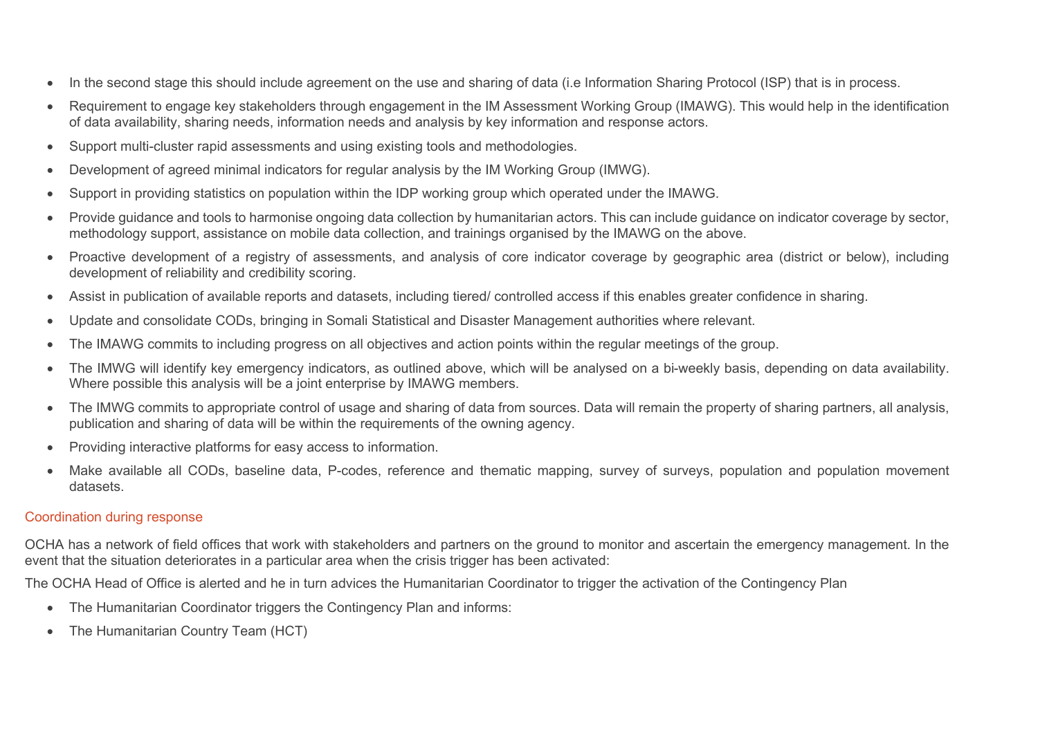- In the second stage this should include agreement on the use and sharing of data (i.e Information Sharing Protocol (ISP) that is in process.
- Requirement to engage key stakeholders through engagement in the IM Assessment Working Group (IMAWG). This would help in the identification of data availability, sharing needs, information needs and analysis by key information and response actors.
- Support multi-cluster rapid assessments and using existing tools and methodologies.
- Development of agreed minimal indicators for regular analysis by the IM Working Group (IMWG).
- Support in providing statistics on population within the IDP working group which operated under the IMAWG.
- Provide guidance and tools to harmonise ongoing data collection by humanitarian actors. This can include guidance on indicator coverage by sector, methodology support, assistance on mobile data collection, and trainings organised by the IMAWG on the above.
- Proactive development of a registry of assessments, and analysis of core indicator coverage by geographic area (district or below), including development of reliability and credibility scoring.
- Assist in publication of available reports and datasets, including tiered/ controlled access if this enables greater confidence in sharing.
- Update and consolidate CODs, bringing in Somali Statistical and Disaster Management authorities where relevant.
- The IMAWG commits to including progress on all objectives and action points within the regular meetings of the group.
- The IMWG will identify key emergency indicators, as outlined above, which will be analysed on a bi-weekly basis, depending on data availability. Where possible this analysis will be a joint enterprise by IMAWG members.
- The IMWG commits to appropriate control of usage and sharing of data from sources. Data will remain the property of sharing partners, all analysis, publication and sharing of data will be within the requirements of the owning agency.
- Providing interactive platforms for easy access to information.
- Make available all CODs, baseline data, P-codes, reference and thematic mapping, survey of surveys, population and population movement datasets.

### Coordination during response

OCHA has a network of field offices that work with stakeholders and partners on the ground to monitor and ascertain the emergency management. In the event that the situation deteriorates in a particular area when the crisis trigger has been activated:

The OCHA Head of Office is alerted and he in turn advices the Humanitarian Coordinator to trigger the activation of the Contingency Plan

- The Humanitarian Coordinator triggers the Contingency Plan and informs:
- The Humanitarian Country Team (HCT)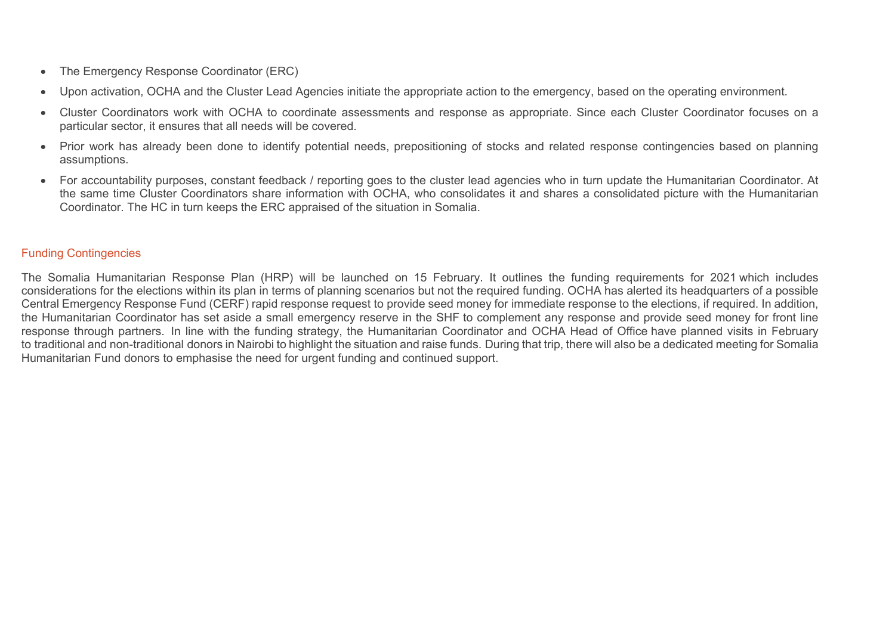- The Emergency Response Coordinator (ERC)
- Upon activation, OCHA and the Cluster Lead Agencies initiate the appropriate action to the emergency, based on the operating environment.
- Cluster Coordinators work with OCHA to coordinate assessments and response as appropriate. Since each Cluster Coordinator focuses on a particular sector, it ensures that all needs will be covered.
- Prior work has already been done to identify potential needs, prepositioning of stocks and related response contingencies based on planning assumptions.
- For accountability purposes, constant feedback / reporting goes to the cluster lead agencies who in turn update the Humanitarian Coordinator. At the same time Cluster Coordinators share information with OCHA, who consolidates it and shares a consolidated picture with the Humanitarian Coordinator. The HC in turn keeps the ERC appraised of the situation in Somalia.

## Funding Contingencies

The Somalia Humanitarian Response Plan (HRP) will be launched on 15 February. It outlines the funding requirements for 2021 which includes considerations for the elections within its plan in terms of planning scenarios but not the required funding. OCHA has alerted its headquarters of a possible Central Emergency Response Fund (CERF) rapid response request to provide seed money for immediate response to the elections, if required. In addition, the Humanitarian Coordinator has set aside a small emergency reserve in the SHF to complement any response and provide seed money for front line response through partners. In line with the funding strategy, the Humanitarian Coordinator and OCHA Head of Office have planned visits in February to traditional and non-traditional donors in Nairobi to highlight the situation and raise funds. During that trip, there will also be a dedicated meeting for Somalia Humanitarian Fund donors to emphasise the need for urgent funding and continued support.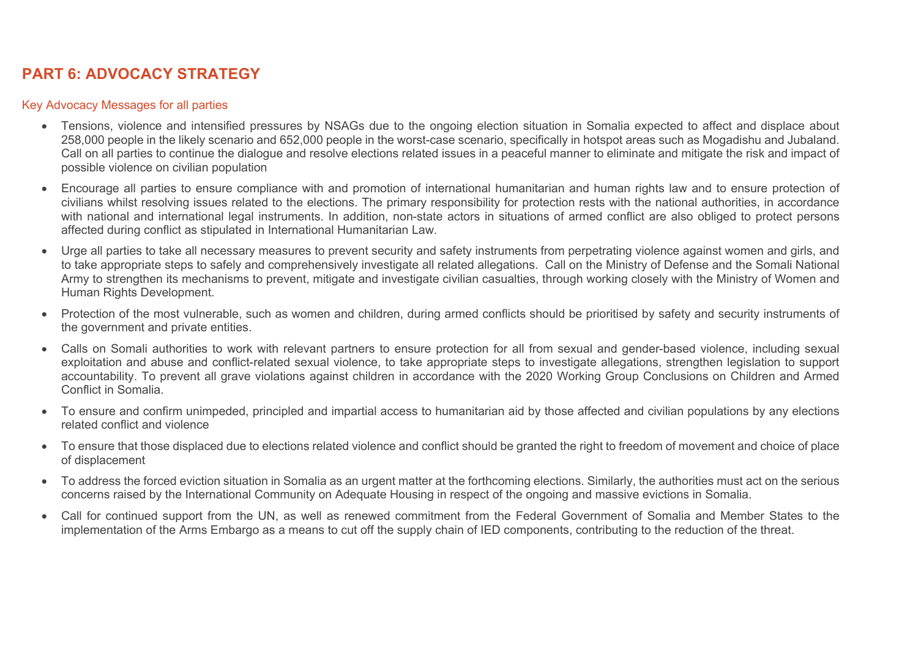# PART 6: ADVOCACY STRATEGY

## Key Advocacy Messages for all parties

- Tensions, violence and intensified pressures by NSAGs due to the ongoing election situation in Somalia expected to affect and displace about 258,000 people in the likely scenario and 652,000 people in the worst-case scenario, specifically in hotspot areas such as Mogadishu and Jubaland. Call on all parties to continue the dialogue and resolve elections related issues in a peaceful manner to eliminate and mitigate the risk and impact of possible violence on civilian population
- Encourage all parties to ensure compliance with and promotion of international humanitarian and human rights law and to ensure protection of civilians whilst resolving issues related to the elections. The primary responsibility for protection rests with the national authorities, in accordance with national and international legal instruments. In addition, non-state actors in situations of armed conflict are also obliged to protect persons affected during conflict as stipulated in International Humanitarian Law.
- Urge all parties to take all necessary measures to prevent security and safety instruments from perpetrating violence against women and girls, and to take appropriate steps to safely and comprehensively investigate all related allegations. Call on the Ministry of Defense and the Somali National Army to strengthen its mechanisms to prevent, mitigate and investigate civilian casualties, through working closely with the Ministry of Women and Human Rights Development.
- Protection of the most vulnerable, such as women and children, during armed conflicts should be prioritised by safety and security instruments of the government and private entities.
- Calls on Somali authorities to work with relevant partners to ensure protection for all from sexual and gender-based violence, including sexual exploitation and abuse and conflict-related sexual violence, to take appropriate steps to investigate allegations, strengthen legislation to support accountability. To prevent all grave violations against children in accordance with the 2020 Working Group Conclusions on Children and Armed Conflict in Somalia.
- To ensure and confirm unimpeded, principled and impartial access to humanitarian aid by those affected and civilian populations by any elections related conflict and violence
- To ensure that those displaced due to elections related violence and conflict should be granted the right to freedom of movement and choice of place of displacement
- To address the forced eviction situation in Somalia as an urgent matter at the forthcoming elections. Similarly, the authorities must act on the serious concerns raised by the International Community on Adequate Housing in respect of the ongoing and massive evictions in Somalia.
- Call for continued support from the UN, as well as renewed commitment from the Federal Government of Somalia and Member States to the implementation of the Arms Embargo as a means to cut off the supply chain of IED components, contributing to the reduction of the threat.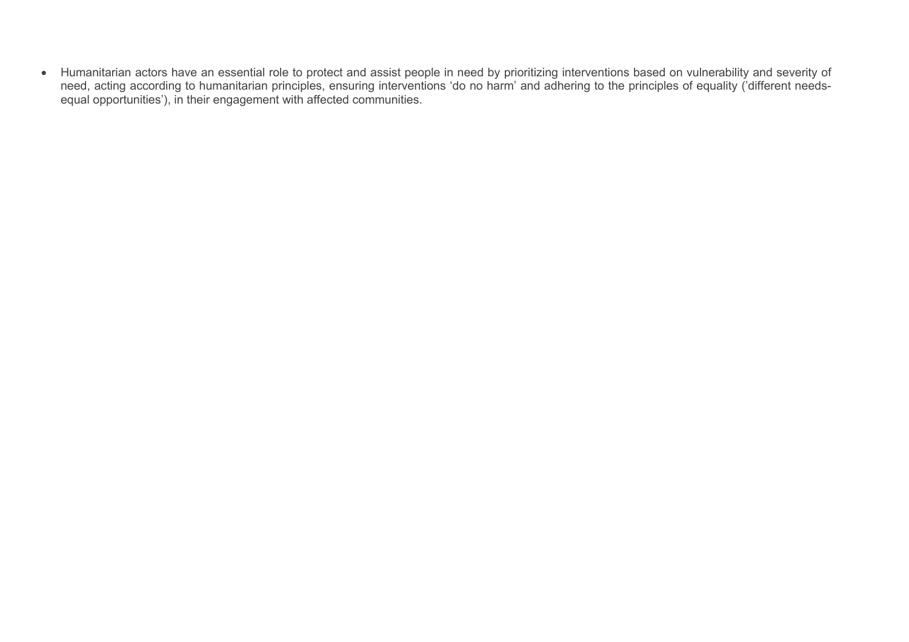- Humanitarian actors have an essential role to protect and assist people in need by prioritizing interventions based on vulnerability and severity of need, acting according to humanitarian principles, ensuring interventions ‘do no harm’ and adhering to the principles of equality (’different needs-equal opportunities’), in their engagement with affected communities.